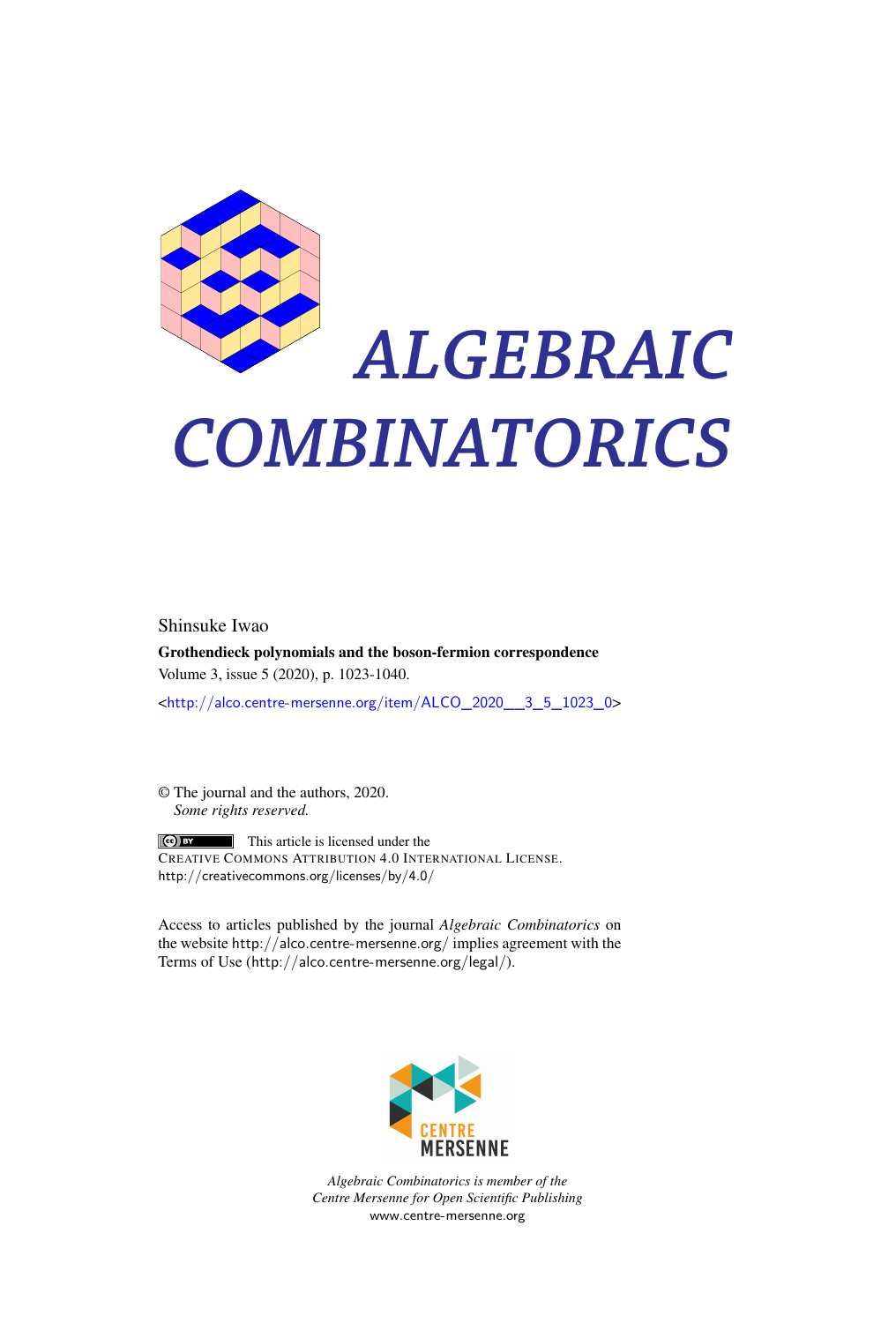# ALGEBRAIC COMBINATORICS

Shinsuke Iwao

**Grothendieck polynomials and the boson-fermion correspondence**

Volume 3, issue 5 (2020), p. 1023-1040.

<http://alco.centre-mersenne.org/item/ALCO_2020__3_5_1023_0>

© The journal and the authors, 2020.
*Some rights reserved.*

This article is licensed under the
CREATIVE COMMONS ATTRIBUTION 4.0 INTERNATIONAL LICENSE.
http://creativecommons.org/licenses/by/4.0/

Access to articles published by the journal *Algebraic Combinatorics* on the website http://alco.centre-mersenne.org/ implies agreement with the Terms of Use (http://alco.centre-mersenne.org/legal/).

CENTRE MERSENNE

*Algebraic Combinatorics is member of the Centre Mersenne for Open Scientific Publishing*
www.centre-mersenne.org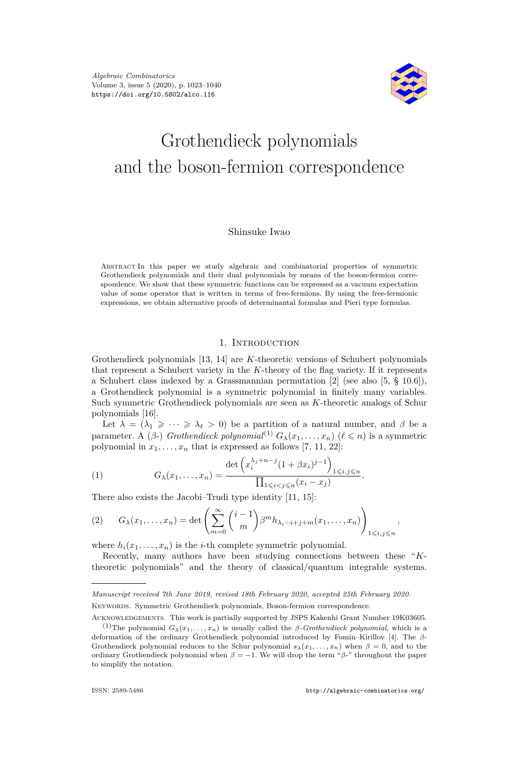*Algebraic Combinatorics*
Volume 3, issue 5 (2020), p. 1023–1040
https://doi.org/10.5802/alco.116

# Grothendieck polynomials and the boson-fermion correspondence

Shinsuke Iwao

Abstract In this paper we study algebraic and combinatorial properties of symmetric Grothendieck polynomials and their dual polynomials by means of the boson-fermion correspondence. We show that these symmetric functions can be expressed as a vacuum expectation value of some operator that is written in terms of free-fermions. By using the free-fermionic expressions, we obtain alternative proofs of determinantal formulas and Pieri type formulas.

## 1. Introduction

Grothendieck polynomials [13, 14] are $K$-theoretic versions of Schubert polynomials that represent a Schubert variety in the $K$-theory of the flag variety. If it represents a Schubert class indexed by a Grassmannian permutation [2] (see also [5, § 10.6]), a Grothendieck polynomial is a symmetric polynomial in finitely many variables. Such symmetric Grothendieck polynomials are seen as $K$-theoretic analogs of Schur polynomials [16].

Let $\lambda = (\lambda_1 \geqslant \cdots \geqslant \lambda_\ell > 0)$ be a partition of a natural number, and $\beta$ be a parameter. A ($\beta$-) *Grothendieck polynomial*[(1)] $G_\lambda(x_1,\ldots,x_n)$ ($\ell \leqslant n$) is a symmetric polynomial in $x_1,\ldots,x_n$ that is expressed as follows [7, 11, 22]:

$$G_\lambda(x_1,\ldots,x_n) = \frac{\det\left(x_i^{\lambda_j+n-j}(1+\beta x_i)^{j-1}\right)_{1\leqslant i,j\leqslant n}}{\prod_{1\leqslant i<j\leqslant n}(x_i-x_j)}. \tag{1}$$

There also exists the Jacobi–Trudi type identity [11, 15]:

$$G_\lambda(x_1,\ldots,x_n) = \det\left(\sum_{m=0}^{\infty}\binom{i-1}{m}\beta^m h_{\lambda_i-i+j+m}(x_1,\ldots,x_n)\right)_{1\leqslant i,j\leqslant n}, \tag{2}$$

where $h_i(x_1,\ldots,x_n)$ is the $i$-th complete symmetric polynomial.

Recently, many authors have been studying connections between these "$K$-theoretic polynomials" and the theory of classical/quantum integrable systems.

---

*Manuscript received 7th June 2019, revised 18th February 2020, accepted 25th February 2020.*

Keywords. Symmetric Grothendieck polynomials, Boson-fermion correspondence.

Acknowledgements. This work is partially supported by JSPS Kakenhi Grant Number 19K03605.

[(1)] The polynomial $G_\lambda(x_1,\ldots,x_n)$ is usually called the *$\beta$-Grothendieck polynomial*, which is a deformation of the ordinary Grothendieck polynomial introduced by Fomin–Kirillov [4]. The $\beta$-Grothendieck polynomial reduces to the Schur polynomial $s_\lambda(x_1,\ldots,x_n)$ when $\beta = 0$, and to the ordinary Grothendieck polynomial when $\beta = -1$. We will drop the term "$\beta$-" throughout the paper to simplify the notation.

ISSN: 2589-5486 http://algebraic-combinatorics.org/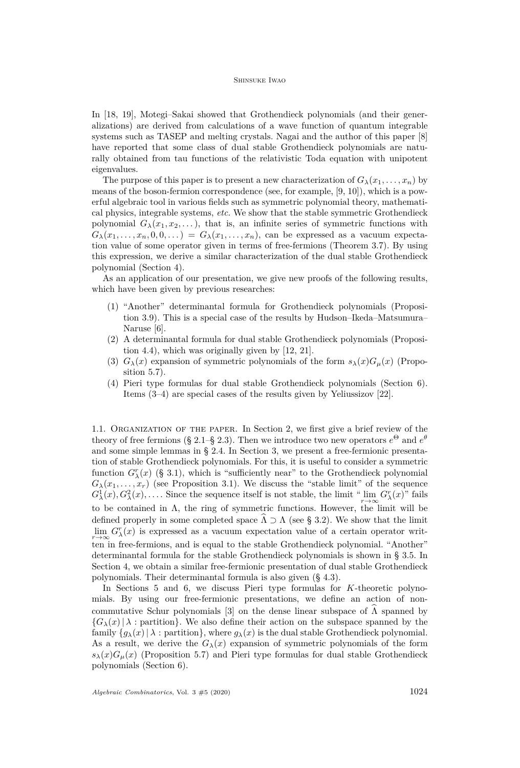In [18, 19], Motegi–Sakai showed that Grothendieck polynomials (and their generalizations) are derived from calculations of a wave function of quantum integrable systems such as TASEP and melting crystals. Nagai and the author of this paper [8] have reported that some class of dual stable Grothendieck polynomials are naturally obtained from tau functions of the relativistic Toda equation with unipotent eigenvalues.

The purpose of this paper is to present a new characterization of $G_\lambda(x_1,\dots,x_n)$ by means of the boson-fermion correspondence (see, for example, [9, 10]), which is a powerful algebraic tool in various fields such as symmetric polynomial theory, mathematical physics, integrable systems, *etc.* We show that the stable symmetric Grothendieck polynomial $G_\lambda(x_1,x_2,\dots)$, that is, an infinite series of symmetric functions with $G_\lambda(x_1,\dots,x_n,0,0,\dots) = G_\lambda(x_1,\dots,x_n)$, can be expressed as a vacuum expectation value of some operator given in terms of free-fermions (Theorem 3.7). By using this expression, we derive a similar characterization of the dual stable Grothendieck polynomial (Section 4).

As an application of our presentation, we give new proofs of the following results, which have been given by previous researches:

(1) "Another" determinantal formula for Grothendieck polynomials (Proposition 3.9). This is a special case of the results by Hudson–Ikeda–Matsumura–Naruse [6].
(2) A determinantal formula for dual stable Grothendieck polynomials (Proposition 4.4), which was originally given by [12, 21].
(3) $G_\lambda(x)$ expansion of symmetric polynomials of the form $s_\lambda(x)G_\mu(x)$ (Proposition 5.7).
(4) Pieri type formulas for dual stable Grothendieck polynomials (Section 6). Items (3–4) are special cases of the results given by Yeliussizov [22].

1.1. Organization of the paper. In Section 2, we first give a brief review of the theory of free fermions (§ 2.1–§ 2.3). Then we introduce two new operators $e^\Theta$ and $e^\theta$ and some simple lemmas in § 2.4. In Section 3, we present a free-fermionic presentation of stable Grothendieck polynomials. For this, it is useful to consider a symmetric function $G^r_\lambda(x)$ (§ 3.1), which is "sufficiently near" to the Grothendieck polynomial $G_\lambda(x_1,\dots,x_r)$ (see Proposition 3.1). We discuss the "stable limit" of the sequence $G^1_\lambda(x), G^2_\lambda(x),\dots$. Since the sequence itself is not stable, the limit "$\lim_{r\to\infty} G^r_\lambda(x)$" fails to be contained in $\Lambda$, the ring of symmetric functions. However, the limit will be defined properly in some completed space $\widehat{\Lambda} \supset \Lambda$ (see § 3.2). We show that the limit $\lim_{r\to\infty} G^r_\lambda(x)$ is expressed as a vacuum expectation value of a certain operator written in free-fermions, and is equal to the stable Grothendieck polynomial. "Another" determinantal formula for the stable Grothendieck polynomials is shown in § 3.5. In Section 4, we obtain a similar free-fermionic presentation of dual stable Grothendieck polynomials. Their determinantal formula is also given (§ 4.3).

In Sections 5 and 6, we discuss Pieri type formulas for $K$-theoretic polynomials. By using our free-fermionic presentations, we define an action of noncommutative Schur polynomials [3] on the dense linear subspace of $\widehat{\Lambda}$ spanned by $\{G_\lambda(x) \,|\, \lambda : \text{partition}\}$. We also define their action on the subspace spanned by the family $\{g_\lambda(x) \,|\, \lambda : \text{partition}\}$, where $g_\lambda(x)$ is the dual stable Grothendieck polynomial. As a result, we derive the $G_\lambda(x)$ expansion of symmetric polynomials of the form $s_\lambda(x)G_\mu(x)$ (Proposition 5.7) and Pieri type formulas for dual stable Grothendieck polynomials (Section 6).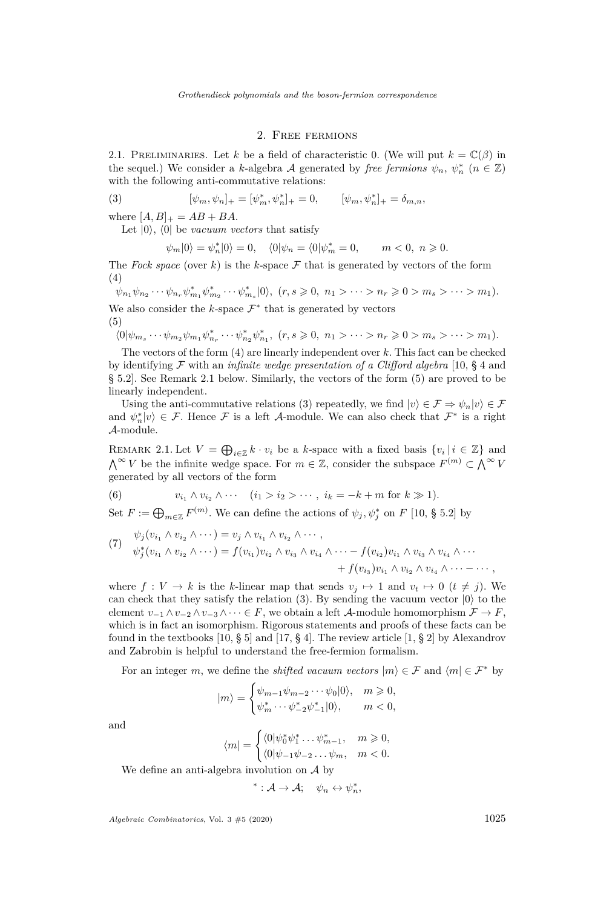## 2. Free fermions

2.1. Preliminaries. Let $k$ be a field of characteristic 0. (We will put $k = \mathbb{C}(\beta)$ in the sequel.) We consider a $k$-algebra $\mathcal{A}$ generated by *free fermions* $\psi_n$, $\psi_n^*$ ($n \in \mathbb{Z}$) with the following anti-commutative relations:

$$
[\psi_m, \psi_n]_+ = [\psi_m^*, \psi_n^*]_+ = 0, \qquad [\psi_m, \psi_n^*]_+ = \delta_{m,n}, \tag{3}
$$

where $[A, B]_+ = AB + BA$.

Let $|0\rangle$, $\langle 0|$ be *vacuum vectors* that satisfy

$$
\psi_m|0\rangle = \psi_n^*|0\rangle = 0, \quad \langle 0|\psi_n = \langle 0|\psi_m^* = 0, \qquad m < 0,\ n \geqslant 0.
$$

The *Fock space* (over $k$) is the $k$-space $\mathcal{F}$ that is generated by vectors of the form

$$
\psi_{n_1}\psi_{n_2}\cdots\psi_{n_r}\psi_{m_1}^*\psi_{m_2}^*\cdots\psi_{m_s}^*|0\rangle,\ (r, s \geqslant 0,\ n_1 > \cdots > n_r \geqslant 0 > m_s > \cdots > m_1). \tag{4}
$$

We also consider the $k$-space $\mathcal{F}^*$ that is generated by vectors

$$
\langle 0|\psi_{m_s}\cdots\psi_{m_2}\psi_{m_1}\psi_{n_r}^*\cdots\psi_{n_2}^*\psi_{n_1}^*,\ (r, s \geqslant 0,\ n_1 > \cdots > n_r \geqslant 0 > m_s > \cdots > m_1). \tag{5}
$$

The vectors of the form (4) are linearly independent over $k$. This fact can be checked by identifying $\mathcal{F}$ with an *infinite wedge presentation of a Clifford algebra* [10, § 4 and § 5.2]. See Remark 2.1 below. Similarly, the vectors of the form (5) are proved to be linearly independent.

Using the anti-commutative relations (3) repeatedly, we find $|v\rangle \in \mathcal{F} \Rightarrow \psi_n|v\rangle \in \mathcal{F}$ and $\psi_n^*|v\rangle \in \mathcal{F}$. Hence $\mathcal{F}$ is a left $\mathcal{A}$-module. We can also check that $\mathcal{F}^*$ is a right $\mathcal{A}$-module.

Remark 2.1. Let $V = \bigoplus_{i\in\mathbb{Z}} k \cdot v_i$ be a $k$-space with a fixed basis $\{v_i \,|\, i \in \mathbb{Z}\}$ and $\bigwedge^\infty V$ be the infinite wedge space. For $m \in \mathbb{Z}$, consider the subspace $F^{(m)} \subset \bigwedge^\infty V$ generated by all vectors of the form

$$
v_{i_1} \wedge v_{i_2} \wedge \cdots \quad (i_1 > i_2 > \cdots,\ i_k = -k + m \text{ for } k \gg 1). \tag{6}
$$

Set $F := \bigoplus_{m\in\mathbb{Z}} F^{(m)}$. We can define the actions of $\psi_j, \psi_j^*$ on $F$ [10, § 5.2] by

$$
\begin{aligned}
&\psi_j(v_{i_1} \wedge v_{i_2} \wedge \cdots) = v_j \wedge v_{i_1} \wedge v_{i_2} \wedge \cdots,\\
&\psi_j^*(v_{i_1} \wedge v_{i_2} \wedge \cdots) = f(v_{i_1})v_{i_2} \wedge v_{i_3} \wedge v_{i_4} \wedge \cdots - f(v_{i_2})v_{i_1} \wedge v_{i_3} \wedge v_{i_4} \wedge \cdots\\
&\qquad\qquad\qquad\qquad + f(v_{i_3})v_{i_1} \wedge v_{i_2} \wedge v_{i_4} \wedge \cdots - \cdots,
\end{aligned} \tag{7}
$$

where $f : V \to k$ is the $k$-linear map that sends $v_j \mapsto 1$ and $v_t \mapsto 0$ ($t \neq j$). We can check that they satisfy the relation (3). By sending the vacuum vector $|0\rangle$ to the element $v_{-1} \wedge v_{-2} \wedge v_{-3} \wedge \cdots \in F$, we obtain a left $\mathcal{A}$-module homomorphism $\mathcal{F} \to F$, which is in fact an isomorphism. Rigorous statements and proofs of these facts can be found in the textbooks [10, § 5] and [17, § 4]. The review article [1, § 2] by Alexandrov and Zabrobin is helpful to understand the free-fermion formalism.

For an integer $m$, we define the *shifted vacuum vectors* $|m\rangle \in \mathcal{F}$ and $\langle m| \in \mathcal{F}^*$ by

$$
|m\rangle = \begin{cases} \psi_{m-1}\psi_{m-2}\cdots\psi_0|0\rangle, & m \geqslant 0,\\ \psi_m^*\cdots\psi_{-2}^*\psi_{-1}^*|0\rangle, & m < 0,\end{cases}
$$

and

$$
\langle m| = \begin{cases} \langle 0|\psi_0^*\psi_1^*\ldots\psi_{m-1}^*, & m \geqslant 0,\\ \langle 0|\psi_{-1}\psi_{-2}\ldots\psi_m, & m < 0.\end{cases}
$$

We define an anti-algebra involution on $\mathcal{A}$ by

$$
{}^* : \mathcal{A} \to \mathcal{A}; \quad \psi_n \leftrightarrow \psi_n^*,
$$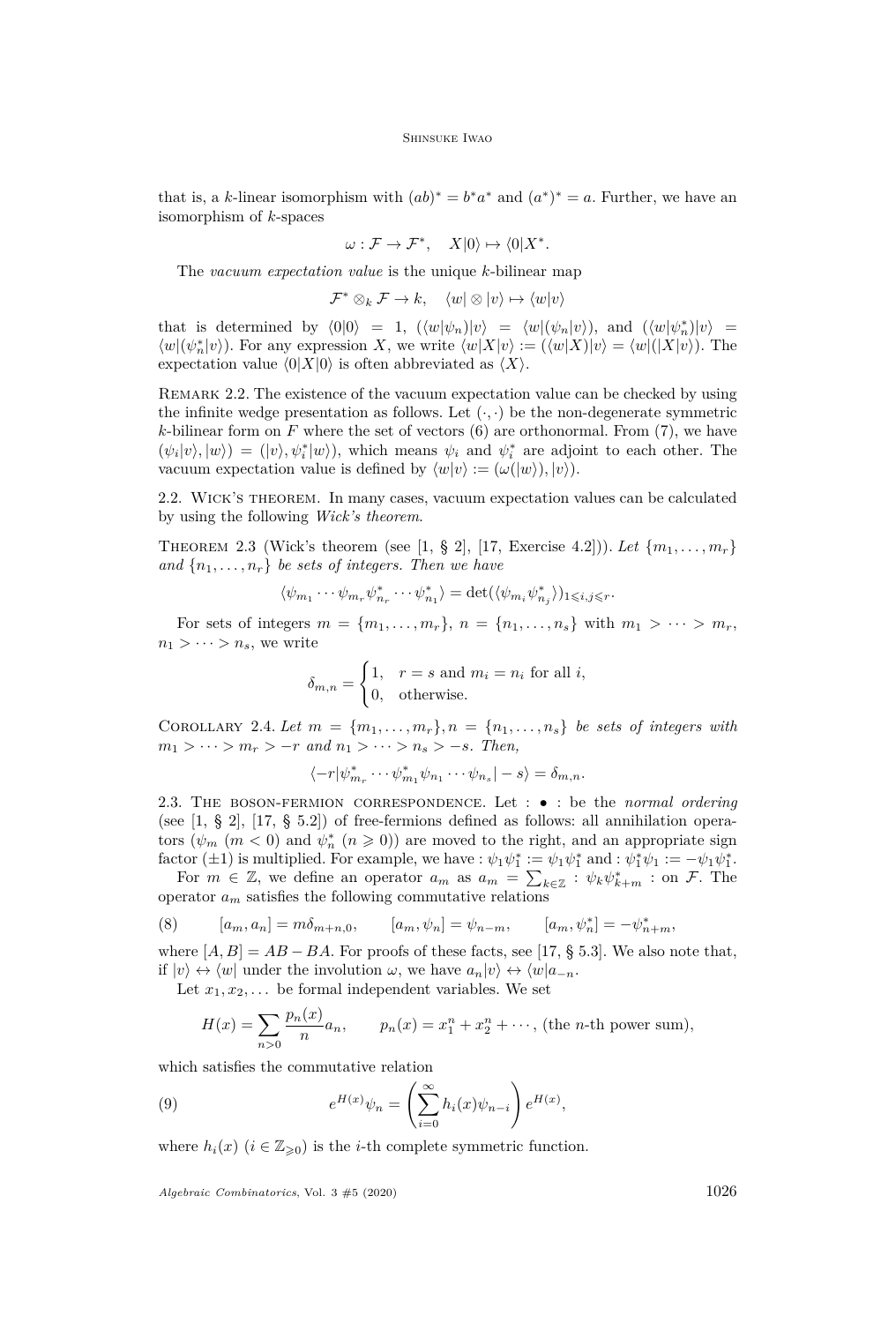that is, a $k$-linear isomorphism with $(ab)^* = b^*a^*$ and $(a^*)^* = a$. Further, we have an isomorphism of $k$-spaces

$$\omega : \mathcal{F} \to \mathcal{F}^*, \quad X|0\rangle \mapsto \langle 0|X^*.$$

The *vacuum expectation value* is the unique $k$-bilinear map

$$\mathcal{F}^* \otimes_k \mathcal{F} \to k, \quad \langle w| \otimes |v\rangle \mapsto \langle w|v\rangle$$

that is determined by $\langle 0|0\rangle = 1$, $(\langle w|\psi_n)|v\rangle = \langle w|(\psi_n|v\rangle)$, and $(\langle w|\psi_n^*)|v\rangle = \langle w|(\psi_n^*|v\rangle)$. For any expression $X$, we write $\langle w|X|v\rangle := (\langle w|X)|v\rangle = \langle w|(|X|v\rangle)$. The expectation value $\langle 0|X|0\rangle$ is often abbreviated as $\langle X\rangle$.

Remark 2.2. The existence of the vacuum expectation value can be checked by using the infinite wedge presentation as follows. Let $(\cdot,\cdot)$ be the non-degenerate symmetric $k$-bilinear form on $F$ where the set of vectors (6) are orthonormal. From (7), we have $(\psi_i|v\rangle, |w\rangle) = (|v\rangle, \psi_i^*|w\rangle)$, which means $\psi_i$ and $\psi_i^*$ are adjoint to each other. The vacuum expectation value is defined by $\langle w|v\rangle := (\omega(|w\rangle), |v\rangle)$.

## 2.2. Wick's theorem.

In many cases, vacuum expectation values can be calculated by using the following *Wick's theorem*.

Theorem 2.3 (Wick's theorem (see [1, § 2], [17, Exercise 4.2])). *Let $\{m_1, \dots, m_r\}$ and $\{n_1, \dots, n_r\}$ be sets of integers. Then we have*

$$\langle \psi_{m_1} \cdots \psi_{m_r} \psi_{n_r}^* \cdots \psi_{n_1}^* \rangle = \det(\langle \psi_{m_i} \psi_{n_j}^* \rangle)_{1 \leqslant i,j \leqslant r}.$$

For sets of integers $m = \{m_1, \dots, m_r\}$, $n = \{n_1, \dots, n_s\}$ with $m_1 > \cdots > m_r$, $n_1 > \cdots > n_s$, we write

$$\delta_{m,n} = \begin{cases} 1, & r = s \text{ and } m_i = n_i \text{ for all } i, \\ 0, & \text{otherwise.} \end{cases}$$

Corollary 2.4. *Let $m = \{m_1, \dots, m_r\}, n = \{n_1, \dots, n_s\}$ be sets of integers with $m_1 > \cdots > m_r > -r$ and $n_1 > \cdots > n_s > -s$. Then,*

$$\langle -r|\psi_{m_r}^* \cdots \psi_{m_1}^* \psi_{n_1} \cdots \psi_{n_s}| - s\rangle = \delta_{m,n}.$$

## 2.3. The boson-fermion correspondence.

Let $: \bullet :$ be the *normal ordering* (see [1, § 2], [17, § 5.2]) of free-fermions defined as follows: all annihilation operators ($\psi_m$ ($m < 0$) and $\psi_n^*$ ($n \geqslant 0$)) are moved to the right, and an appropriate sign factor ($\pm 1$) is multiplied. For example, we have $: \psi_1 \psi_1^* := \psi_1 \psi_1^*$ and $: \psi_1^* \psi_1 := -\psi_1 \psi_1^*$.

For $m \in \mathbb{Z}$, we define an operator $a_m$ as $a_m = \sum_{k \in \mathbb{Z}} : \psi_k \psi_{k+m}^* :$ on $\mathcal{F}$. The operator $a_m$ satisfies the following commutative relations

$$[a_m, a_n] = m\delta_{m+n,0}, \qquad [a_m, \psi_n] = \psi_{n-m}, \qquad [a_m, \psi_n^*] = -\psi_{n+m}^*, \tag{8}$$

where $[A, B] = AB - BA$. For proofs of these facts, see [17, § 5.3]. We also note that, if $|v\rangle \leftrightarrow \langle w|$ under the involution $\omega$, we have $a_n|v\rangle \leftrightarrow \langle w|a_{-n}$.

Let $x_1, x_2, \dots$ be formal independent variables. We set

$$H(x) = \sum_{n>0} \frac{p_n(x)}{n} a_n, \qquad p_n(x) = x_1^n + x_2^n + \cdots, \text{ (the } n\text{-th power sum)},$$

which satisfies the commutative relation

$$e^{H(x)} \psi_n = \left( \sum_{i=0}^{\infty} h_i(x) \psi_{n-i} \right) e^{H(x)}, \tag{9}$$

where $h_i(x)$ ($i \in \mathbb{Z}_{\geqslant 0}$) is the $i$-th complete symmetric function.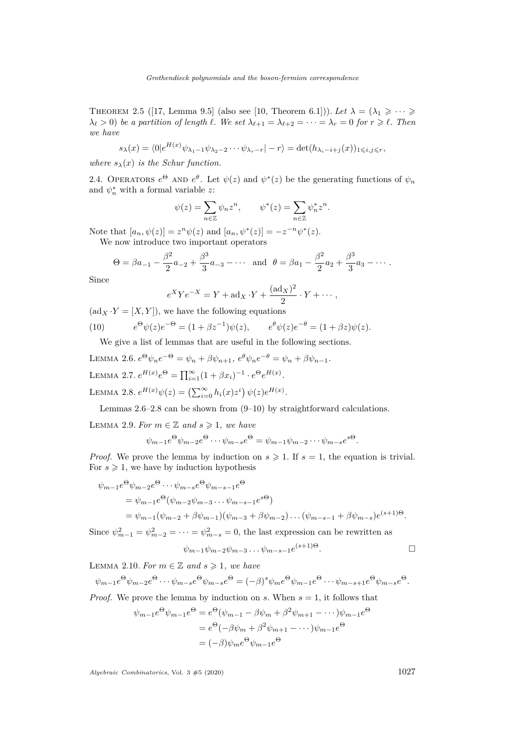Theorem 2.5 ([17, Lemma 9.5] (also see [10, Theorem 6.1])). *Let $\lambda = (\lambda_1 \geqslant \cdots \geqslant \lambda_\ell > 0)$ be a partition of length $\ell$. We set $\lambda_{\ell+1} = \lambda_{\ell+2} = \cdots = \lambda_r = 0$ for $r \geqslant \ell$. Then we have*

$$s_\lambda(x) = \langle 0|e^{H(x)}\psi_{\lambda_1-1}\psi_{\lambda_2-2}\cdots\psi_{\lambda_r-r}|-r\rangle = \det(h_{\lambda_i-i+j}(x))_{1\leqslant i,j\leqslant r},$$

*where $s_\lambda(x)$ is the Schur function.*

2.4. Operators $e^\Theta$ and $e^\theta$. Let $\psi(z)$ and $\psi^*(z)$ be the generating functions of $\psi_n$ and $\psi_n^*$ with a formal variable $z$:

$$\psi(z) = \sum_{n\in\mathbb{Z}} \psi_n z^n, \qquad \psi^*(z) = \sum_{n\in\mathbb{Z}} \psi_n^* z^n.$$

Note that $[a_n, \psi(z)] = z^n\psi(z)$ and $[a_n, \psi^*(z)] = -z^{-n}\psi^*(z)$.

We now introduce two important operators

$$\Theta = \beta a_{-1} - \frac{\beta^2}{2}a_{-2} + \frac{\beta^3}{3}a_{-3} - \cdots \quad \text{and} \quad \theta = \beta a_1 - \frac{\beta^2}{2}a_2 + \frac{\beta^3}{3}a_3 - \cdots.$$

Since

$$e^X Y e^{-X} = Y + \mathrm{ad}_X \cdot Y + \frac{(\mathrm{ad}_X)^2}{2}\cdot Y + \cdots,$$

($\mathrm{ad}_X \cdot Y = [X, Y]$), we have the following equations

$$e^\Theta\psi(z)e^{-\Theta} = (1+\beta z^{-1})\psi(z), \qquad e^\theta\psi(z)e^{-\theta} = (1+\beta z)\psi(z). \tag{10}$$

We give a list of lemmas that are useful in the following sections.

Lemma 2.6. $e^\Theta\psi_n e^{-\Theta} = \psi_n + \beta\psi_{n+1}$, $e^\theta\psi_n e^{-\theta} = \psi_n + \beta\psi_{n-1}$.

Lemma 2.7. $e^{H(x)}e^\Theta = \prod_{i=1}^\infty (1+\beta x_i)^{-1}\cdot e^\Theta e^{H(x)}$.

Lemma 2.8. $e^{H(x)}\psi(z) = \left(\sum_{i=0}^\infty h_i(x)z^i\right)\psi(z)e^{H(x)}$.

Lemmas 2.6–2.8 can be shown from (9–10) by straightforward calculations.

Lemma 2.9. *For $m\in\mathbb{Z}$ and $s\geqslant 1$, we have*

$$\psi_{m-1}e^\Theta\psi_{m-2}e^\Theta\cdots\psi_{m-s}e^\Theta = \psi_{m-1}\psi_{m-2}\cdots\psi_{m-s}e^{s\Theta}.$$

*Proof.* We prove the lemma by induction on $s\geqslant 1$. If $s=1$, the equation is trivial. For $s\geqslant 1$, we have by induction hypothesis

$$\begin{aligned}
&\psi_{m-1}e^\Theta\psi_{m-2}e^\Theta\cdots\psi_{m-s}e^\Theta\psi_{m-s-1}e^\Theta \\
&\quad= \psi_{m-1}e^\Theta(\psi_{m-2}\psi_{m-3}\ldots\psi_{m-s-1}e^{s\Theta}) \\
&\quad= \psi_{m-1}(\psi_{m-2}+\beta\psi_{m-1})(\psi_{m-3}+\beta\psi_{m-2})\ldots(\psi_{m-s-1}+\beta\psi_{m-s})e^{(s+1)\Theta}.
\end{aligned}$$

Since $\psi_{m-1}^2 = \psi_{m-2}^2 = \cdots = \psi_{m-s}^2 = 0$, the last expression can be rewritten as

$$\psi_{m-1}\psi_{m-2}\psi_{m-3}\ldots\psi_{m-s-1}e^{(s+1)\Theta}. \qquad \square$$

Lemma 2.10. *For $m\in\mathbb{Z}$ and $s\geqslant 1$, we have*

$$\psi_{m-1}e^\Theta\psi_{m-2}e^\Theta\cdots\psi_{m-s}e^\Theta\psi_{m-s}e^\Theta = (-\beta)^s\psi_m e^\Theta\psi_{m-1}e^\Theta\cdots\psi_{m-s+1}e^\Theta\psi_{m-s}e^\Theta.$$

*Proof.* We prove the lemma by induction on $s$. When $s=1$, it follows that

$$\begin{aligned}
\psi_{m-1}e^\Theta\psi_{m-1}e^\Theta &= e^\Theta(\psi_{m-1}-\beta\psi_m+\beta^2\psi_{m+1}-\cdots)\psi_{m-1}e^\Theta \\
&= e^\Theta(-\beta\psi_m+\beta^2\psi_{m+1}-\cdots)\psi_{m-1}e^\Theta \\
&= (-\beta)\psi_m e^\Theta\psi_{m-1}e^\Theta
\end{aligned}$$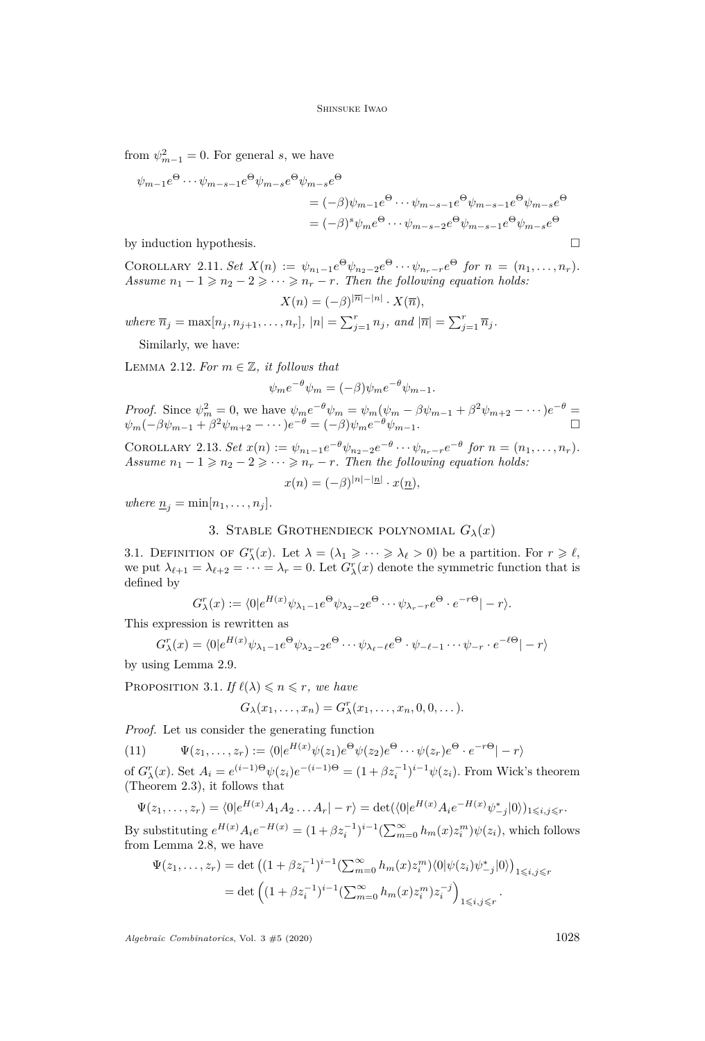from $\psi_{m-1}^2 = 0$. For general $s$, we have

$$
\begin{aligned}
\psi_{m-1}e^{\Theta}\cdots\psi_{m-s-1}e^{\Theta}\psi_{m-s}e^{\Theta}\psi_{m-s}e^{\Theta}
&= (-\beta)\psi_{m-1}e^{\Theta}\cdots\psi_{m-s-1}e^{\Theta}\psi_{m-s-1}e^{\Theta}\psi_{m-s}e^{\Theta}\\
&= (-\beta)^s\psi_{m}e^{\Theta}\cdots\psi_{m-s-2}e^{\Theta}\psi_{m-s-1}e^{\Theta}\psi_{m-s}e^{\Theta}
\end{aligned}
$$

by induction hypothesis. □

Corollary 2.11. *Set $X(n) := \psi_{n_1-1}e^{\Theta}\psi_{n_2-2}e^{\Theta}\cdots\psi_{n_r-r}e^{\Theta}$ for $n=(n_1,\dots,n_r)$. Assume $n_1-1 \geqslant n_2-2 \geqslant \cdots \geqslant n_r-r$. Then the following equation holds:*

$$
X(n) = (-\beta)^{|\overline{n}|-|n|}\cdot X(\overline{n}),
$$

*where $\overline{n}_j = \max[n_j, n_{j+1},\dots,n_r]$, $|n| = \sum_{j=1}^r n_j$, and $|\overline{n}| = \sum_{j=1}^r \overline{n}_j$.*

Similarly, we have:

Lemma 2.12. *For $m\in\mathbb{Z}$, it follows that*

$$
\psi_m e^{-\theta}\psi_m = (-\beta)\psi_m e^{-\theta}\psi_{m-1}.
$$

*Proof.* Since $\psi_m^2=0$, we have $\psi_m e^{-\theta}\psi_m = \psi_m(\psi_m - \beta\psi_{m-1}+\beta^2\psi_{m+2}-\cdots)e^{-\theta} = \psi_m(-\beta\psi_{m-1}+\beta^2\psi_{m+2}-\cdots)e^{-\theta} = (-\beta)\psi_m e^{-\theta}\psi_{m-1}$. □

Corollary 2.13. *Set $x(n) := \psi_{n_1-1}e^{-\theta}\psi_{n_2-2}e^{-\theta}\cdots\psi_{n_r-r}e^{-\theta}$ for $n=(n_1,\dots,n_r)$. Assume $n_1-1 \geqslant n_2-2 \geqslant \cdots \geqslant n_r-r$. Then the following equation holds:*

$$
x(n) = (-\beta)^{|n|-|\underline{n}|}\cdot x(\underline{n}),
$$

*where $\underline{n}_j = \min[n_1,\dots,n_j]$.*

## 3. Stable Grothendieck polynomial $G_\lambda(x)$

3.1. Definition of $G_\lambda^r(x)$. Let $\lambda = (\lambda_1 \geqslant \cdots \geqslant \lambda_\ell > 0)$ be a partition. For $r \geqslant \ell$, we put $\lambda_{\ell+1} = \lambda_{\ell+2} = \cdots = \lambda_r = 0$. Let $G_\lambda^r(x)$ denote the symmetric function that is defined by

$$
G_\lambda^r(x) := \langle 0|e^{H(x)}\psi_{\lambda_1-1}e^{\Theta}\psi_{\lambda_2-2}e^{\Theta}\cdots\psi_{\lambda_r-r}e^{\Theta}\cdot e^{-r\Theta}|-r\rangle.
$$

This expression is rewritten as

$$
G_\lambda^r(x) = \langle 0|e^{H(x)}\psi_{\lambda_1-1}e^{\Theta}\psi_{\lambda_2-2}e^{\Theta}\cdots\psi_{\lambda_\ell-\ell}e^{\Theta}\cdot\psi_{-\ell-1}\cdots\psi_{-r}\cdot e^{-\ell\Theta}|-r\rangle
$$

by using Lemma 2.9.

Proposition 3.1. *If $\ell(\lambda)\leqslant n\leqslant r$, we have*

$$
G_\lambda(x_1,\dots,x_n) = G_\lambda^r(x_1,\dots,x_n,0,0,\dots).
$$

*Proof.* Let us consider the generating function

$$
\Psi(z_1,\dots,z_r) := \langle 0|e^{H(x)}\psi(z_1)e^{\Theta}\psi(z_2)e^{\Theta}\cdots\psi(z_r)e^{\Theta}\cdot e^{-r\Theta}|-r\rangle \tag{11}
$$

of $G_\lambda^r(x)$. Set $A_i = e^{(i-1)\Theta}\psi(z_i)e^{-(i-1)\Theta} = (1+\beta z_i^{-1})^{i-1}\psi(z_i)$. From Wick's theorem (Theorem 2.3), it follows that

$$
\Psi(z_1,\dots,z_r) = \langle 0|e^{H(x)}A_1A_2\dots A_r|-r\rangle = \det(\langle 0|e^{H(x)}A_ie^{-H(x)}\psi_{-j}^*|0\rangle)_{1\leqslant i,j\leqslant r}.
$$

By substituting $e^{H(x)}A_ie^{-H(x)} = (1+\beta z_i^{-1})^{i-1}(\sum_{m=0}^\infty h_m(x)z_i^m)\psi(z_i)$, which follows from Lemma 2.8, we have

$$
\begin{aligned}
\Psi(z_1,\dots,z_r) &= \det\left((1+\beta z_i^{-1})^{i-1}(\textstyle\sum_{m=0}^\infty h_m(x)z_i^m)\langle 0|\psi(z_i)\psi_{-j}^*|0\rangle\right)_{1\leqslant i,j\leqslant r}\\
&= \det\left((1+\beta z_i^{-1})^{i-1}(\textstyle\sum_{m=0}^\infty h_m(x)z_i^m)z_i^{-j}\right)_{1\leqslant i,j\leqslant r}.
\end{aligned}
$$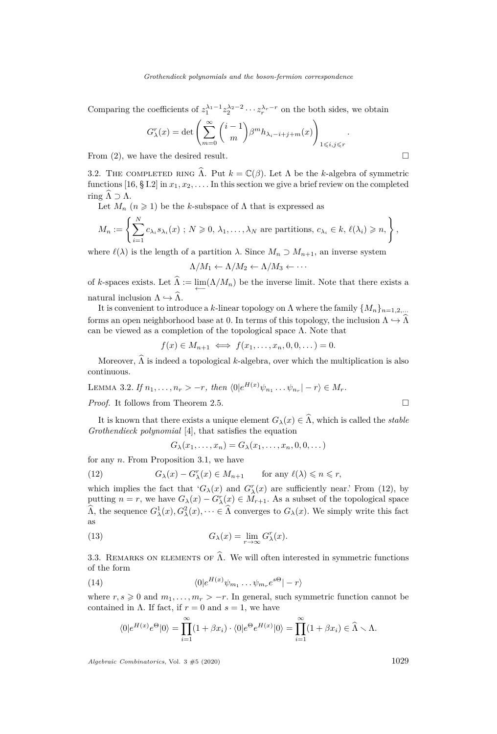Comparing the coefficients of $z_1^{\lambda_1-1}z_2^{\lambda_2-2}\cdots z_r^{\lambda_r-r}$ on the both sides, we obtain

$$G_\lambda^r(x) = \det\left(\sum_{m=0}^{\infty}\binom{i-1}{m}\beta^m h_{\lambda_i-i+j+m}(x)\right)_{1\leqslant i,j\leqslant r}.$$

From (2), we have the desired result. □

### 3.2. The completed ring $\widehat{\Lambda}$.

Put $k=\mathbb{C}(\beta)$. Let $\Lambda$ be the $k$-algebra of symmetric functions [16, § I.2] in $x_1, x_2, \ldots$. In this section we give a brief review on the completed ring $\widehat{\Lambda}\supset\Lambda$.

Let $M_n$ ($n\geqslant 1$) be the $k$-subspace of $\Lambda$ that is expressed as

$$M_n := \left\{\sum_{i=1}^{N} c_{\lambda_i}s_{\lambda_i}(x)\ ;\ N\geqslant 0,\ \lambda_1,\ldots,\lambda_N \text{ are partitions, } c_{\lambda_i}\in k,\ \ell(\lambda_i)\geqslant n\right\},$$

where $\ell(\lambda)$ is the length of a partition $\lambda$. Since $M_n\supset M_{n+1}$, an inverse system

$$\Lambda/M_1 \leftarrow \Lambda/M_2 \leftarrow \Lambda/M_3 \leftarrow \cdots$$

of $k$-spaces exists. Let $\widehat{\Lambda} := \varprojlim(\Lambda/M_n)$ be the inverse limit. Note that there exists a natural inclusion $\Lambda\hookrightarrow\widehat{\Lambda}$.

It is convenient to introduce a $k$-linear topology on $\Lambda$ where the family $\{M_n\}_{n=1,2,\ldots}$ forms an open neighborhood base at 0. In terms of this topology, the inclusion $\Lambda\hookrightarrow\widehat{\Lambda}$ can be viewed as a completion of the topological space $\Lambda$. Note that

$$f(x)\in M_{n+1} \iff f(x_1,\ldots,x_n,0,0,\ldots)=0.$$

Moreover, $\widehat{\Lambda}$ is indeed a topological $k$-algebra, over which the multiplication is also continuous.

Lemma 3.2. *If $n_1,\ldots,n_r > -r$, then $\langle 0|e^{H(x)}\psi_{n_1}\ldots\psi_{n_r}|-r\rangle\in M_r$.*

*Proof.* It follows from Theorem 2.5. □

It is known that there exists a unique element $G_\lambda(x)\in\widehat{\Lambda}$, which is called the *stable Grothendieck polynomial* [4], that satisfies the equation

$$G_\lambda(x_1,\ldots,x_n) = G_\lambda(x_1,\ldots,x_n,0,0,\ldots)$$

for any $n$. From Proposition 3.1, we have

$$G_\lambda(x) - G_\lambda^r(x)\in M_{n+1} \qquad \text{for any } \ell(\lambda)\leqslant n\leqslant r, \tag{12}$$

which implies the fact that '$G_\lambda(x)$ and $G_\lambda^r(x)$ are sufficiently near.' From (12), by putting $n=r$, we have $G_\lambda(x)-G_\lambda^r(x)\in M_{r+1}$. As a subset of the topological space $\widehat{\Lambda}$, the sequence $G_\lambda^1(x), G_\lambda^2(x),\cdots\in\widehat{\Lambda}$ converges to $G_\lambda(x)$. We simply write this fact as

$$G_\lambda(x) = \lim_{r\to\infty} G_\lambda^r(x). \tag{13}$$

### 3.3. Remarks on elements of $\widehat{\Lambda}$.

We will often interested in symmetric functions of the form

$$\langle 0|e^{H(x)}\psi_{m_1}\ldots\psi_{m_r}e^{s\Theta}|-r\rangle \tag{14}$$

where $r,s\geqslant 0$ and $m_1,\ldots,m_r > -r$. In general, such symmetric function cannot be contained in $\Lambda$. If fact, if $r=0$ and $s=1$, we have

$$\langle 0|e^{H(x)}e^{\Theta}|0\rangle = \prod_{i=1}^{\infty}(1+\beta x_i)\cdot\langle 0|e^{\Theta}e^{H(x)}|0\rangle = \prod_{i=1}^{\infty}(1+\beta x_i)\in\widehat{\Lambda}\smallsetminus\Lambda.$$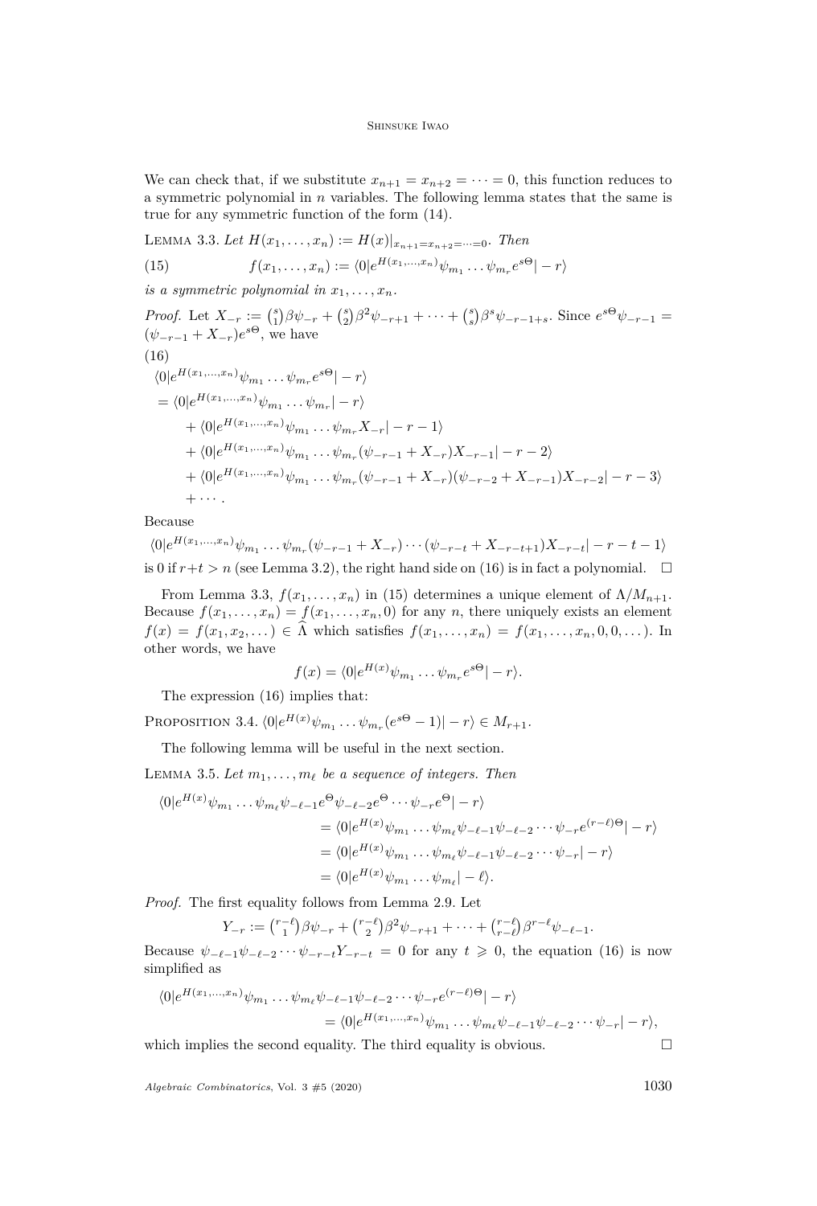We can check that, if we substitute $x_{n+1} = x_{n+2} = \cdots = 0$, this function reduces to a symmetric polynomial in $n$ variables. The following lemma states that the same is true for any symmetric function of the form (14).

Lemma 3.3. *Let $H(x_1, \ldots, x_n) := H(x)|_{x_{n+1}=x_{n+2}=\cdots=0}$. Then*

$$f(x_1, \ldots, x_n) := \langle 0|e^{H(x_1,\ldots,x_n)}\psi_{m_1}\ldots\psi_{m_r}e^{s\Theta}|-r\rangle \tag{15}$$

*is a symmetric polynomial in $x_1, \ldots, x_n$.*

*Proof.* Let $X_{-r} := \binom{s}{1}\beta\psi_{-r} + \binom{s}{2}\beta^2\psi_{-r+1} + \cdots + \binom{s}{s}\beta^s\psi_{-r-1+s}$. Since $e^{s\Theta}\psi_{-r-1} = (\psi_{-r-1} + X_{-r})e^{s\Theta}$, we have

$$\begin{aligned}
&\langle 0|e^{H(x_1,\ldots,x_n)}\psi_{m_1}\ldots\psi_{m_r}e^{s\Theta}|-r\rangle \\
&= \langle 0|e^{H(x_1,\ldots,x_n)}\psi_{m_1}\ldots\psi_{m_r}|-r\rangle \\
&\quad + \langle 0|e^{H(x_1,\ldots,x_n)}\psi_{m_1}\ldots\psi_{m_r}X_{-r}|-r-1\rangle \\
&\quad + \langle 0|e^{H(x_1,\ldots,x_n)}\psi_{m_1}\ldots\psi_{m_r}(\psi_{-r-1}+X_{-r})X_{-r-1}|-r-2\rangle \\
&\quad + \langle 0|e^{H(x_1,\ldots,x_n)}\psi_{m_1}\ldots\psi_{m_r}(\psi_{-r-1}+X_{-r})(\psi_{-r-2}+X_{-r-1})X_{-r-2}|-r-3\rangle \\
&\quad + \cdots.
\end{aligned} \tag{16}$$

Because

$$\langle 0|e^{H(x_1,\ldots,x_n)}\psi_{m_1}\ldots\psi_{m_r}(\psi_{-r-1}+X_{-r})\cdots(\psi_{-r-t}+X_{-r-t+1})X_{-r-t}|-r-t-1\rangle$$

is 0 if $r+t > n$ (see Lemma 3.2), the right hand side on (16) is in fact a polynomial. $\square$

From Lemma 3.3, $f(x_1, \ldots, x_n)$ in (15) determines a unique element of $\Lambda/M_{n+1}$. Because $f(x_1, \ldots, x_n) = f(x_1, \ldots, x_n, 0)$ for any $n$, there uniquely exists an element $f(x) = f(x_1, x_2, \ldots) \in \widehat{\Lambda}$ which satisfies $f(x_1, \ldots, x_n) = f(x_1, \ldots, x_n, 0, 0, \ldots)$. In other words, we have

$$f(x) = \langle 0|e^{H(x)}\psi_{m_1}\ldots\psi_{m_r}e^{s\Theta}|-r\rangle.$$

The expression (16) implies that:

Proposition 3.4. $\langle 0|e^{H(x)}\psi_{m_1}\ldots\psi_{m_r}(e^{s\Theta}-1)|-r\rangle \in M_{r+1}$.

The following lemma will be useful in the next section.

Lemma 3.5. *Let $m_1, \ldots, m_\ell$ be a sequence of integers. Then*

$$\begin{aligned}
\langle 0|e^{H(x)}\psi_{m_1}\ldots\psi_{m_\ell}\psi_{-\ell-1}e^{\Theta}\psi_{-\ell-2}e^{\Theta}\cdots\psi_{-r}e^{\Theta}|-r\rangle
&= \langle 0|e^{H(x)}\psi_{m_1}\ldots\psi_{m_\ell}\psi_{-\ell-1}\psi_{-\ell-2}\cdots\psi_{-r}e^{(r-\ell)\Theta}|-r\rangle \\
&= \langle 0|e^{H(x)}\psi_{m_1}\ldots\psi_{m_\ell}\psi_{-\ell-1}\psi_{-\ell-2}\cdots\psi_{-r}|-r\rangle \\
&= \langle 0|e^{H(x)}\psi_{m_1}\ldots\psi_{m_\ell}|-\ell\rangle.
\end{aligned}$$

*Proof.* The first equality follows from Lemma 2.9. Let

$$Y_{-r} := \tbinom{r-\ell}{1}\beta\psi_{-r} + \tbinom{r-\ell}{2}\beta^2\psi_{-r+1} + \cdots + \tbinom{r-\ell}{r-\ell}\beta^{r-\ell}\psi_{-\ell-1}.$$

Because $\psi_{-\ell-1}\psi_{-\ell-2}\cdots\psi_{-r-t}Y_{-r-t} = 0$ for any $t \geqslant 0$, the equation (16) is now simplified as

$$\begin{aligned}
\langle 0|e^{H(x_1,\ldots,x_n)}\psi_{m_1}\ldots\psi_{m_\ell}\psi_{-\ell-1}\psi_{-\ell-2}\cdots\psi_{-r}e^{(r-\ell)\Theta}|-r\rangle \\
= \langle 0|e^{H(x_1,\ldots,x_n)}\psi_{m_1}\ldots\psi_{m_\ell}\psi_{-\ell-1}\psi_{-\ell-2}\cdots\psi_{-r}|-r\rangle,
\end{aligned}$$

which implies the second equality. The third equality is obvious. $\square$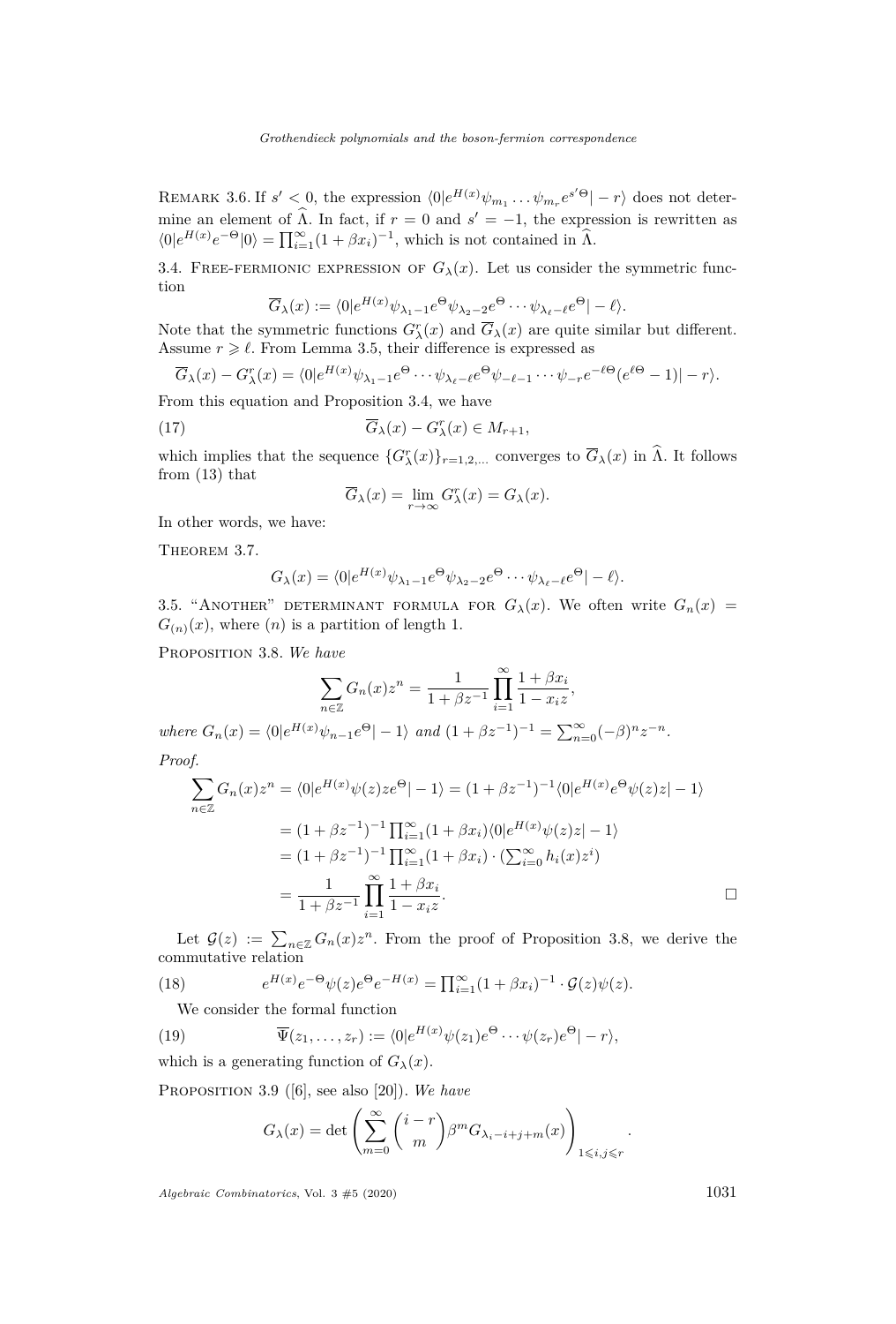Remark 3.6. If $s' < 0$, the expression $\langle 0|e^{H(x)}\psi_{m_1}\dots\psi_{m_r}e^{s'\Theta}|-r\rangle$ does not determine an element of $\widehat{\Lambda}$. In fact, if $r=0$ and $s'=-1$, the expression is rewritten as $\langle 0|e^{H(x)}e^{-\Theta}|0\rangle = \prod_{i=1}^\infty (1+\beta x_i)^{-1}$, which is not contained in $\widehat{\Lambda}$.

### 3.4. Free-fermionic expression of $G_\lambda(x)$.

Let us consider the symmetric function

$$\overline{G}_\lambda(x) := \langle 0|e^{H(x)}\psi_{\lambda_1-1}e^{\Theta}\psi_{\lambda_2-2}e^{\Theta}\cdots\psi_{\lambda_\ell-\ell}e^{\Theta}|-\ell\rangle.$$

Note that the symmetric functions $G^r_\lambda(x)$ and $\overline{G}_\lambda(x)$ are quite similar but different. Assume $r\geqslant \ell$. From Lemma 3.5, their difference is expressed as

$$\overline{G}_\lambda(x)-G^r_\lambda(x) = \langle 0|e^{H(x)}\psi_{\lambda_1-1}e^{\Theta}\cdots\psi_{\lambda_\ell-\ell}e^{\Theta}\psi_{-\ell-1}\cdots\psi_{-r}e^{-\ell\Theta}(e^{\ell\Theta}-1)|-r\rangle.$$

From this equation and Proposition 3.4, we have

$$\overline{G}_\lambda(x)-G^r_\lambda(x)\in M_{r+1}, \tag{17}$$

which implies that the sequence $\{G^r_\lambda(x)\}_{r=1,2,\dots}$ converges to $\overline{G}_\lambda(x)$ in $\widehat{\Lambda}$. It follows from (13) that

$$\overline{G}_\lambda(x) = \lim_{r\to\infty} G^r_\lambda(x) = G_\lambda(x).$$

In other words, we have:

Theorem 3.7.

$$G_\lambda(x) = \langle 0|e^{H(x)}\psi_{\lambda_1-1}e^{\Theta}\psi_{\lambda_2-2}e^{\Theta}\cdots\psi_{\lambda_\ell-\ell}e^{\Theta}|-\ell\rangle.$$

### 3.5. "Another" determinant formula for $G_\lambda(x)$.

We often write $G_n(x) = G_{(n)}(x)$, where $(n)$ is a partition of length 1.

Proposition 3.8. *We have*

$$\sum_{n\in\mathbb{Z}} G_n(x)z^n = \frac{1}{1+\beta z^{-1}}\prod_{i=1}^\infty \frac{1+\beta x_i}{1-x_iz},$$

*where $G_n(x) = \langle 0|e^{H(x)}\psi_{n-1}e^{\Theta}|-1\rangle$ and $(1+\beta z^{-1})^{-1} = \sum_{n=0}^\infty (-\beta)^n z^{-n}$.*

*Proof.*

$$\begin{aligned}
\sum_{n\in\mathbb{Z}} G_n(x)z^n &= \langle 0|e^{H(x)}\psi(z)ze^{\Theta}|-1\rangle = (1+\beta z^{-1})^{-1}\langle 0|e^{H(x)}e^{\Theta}\psi(z)z|-1\rangle\\
&= (1+\beta z^{-1})^{-1}\textstyle\prod_{i=1}^\infty(1+\beta x_i)\langle 0|e^{H(x)}\psi(z)z|-1\rangle\\
&= (1+\beta z^{-1})^{-1}\textstyle\prod_{i=1}^\infty(1+\beta x_i)\cdot(\sum_{i=0}^\infty h_i(x)z^i)\\
&= \frac{1}{1+\beta z^{-1}}\prod_{i=1}^\infty\frac{1+\beta x_i}{1-x_iz}.
\end{aligned}$$

□

Let $\mathcal{G}(z) := \sum_{n\in\mathbb{Z}} G_n(x)z^n$. From the proof of Proposition 3.8, we derive the commutative relation

$$e^{H(x)}e^{-\Theta}\psi(z)e^{\Theta}e^{-H(x)} = \textstyle\prod_{i=1}^\infty(1+\beta x_i)^{-1}\cdot\mathcal{G}(z)\psi(z). \tag{18}$$

We consider the formal function

$$\overline{\Psi}(z_1,\dots,z_r) := \langle 0|e^{H(x)}\psi(z_1)e^{\Theta}\cdots\psi(z_r)e^{\Theta}|-r\rangle, \tag{19}$$

which is a generating function of $G_\lambda(x)$.

Proposition 3.9 ([6], see also [20]). *We have*

$$G_\lambda(x) = \det\left(\sum_{m=0}^\infty \binom{i-r}{m}\beta^m G_{\lambda_i-i+j+m}(x)\right)_{1\leqslant i,j\leqslant r}.$$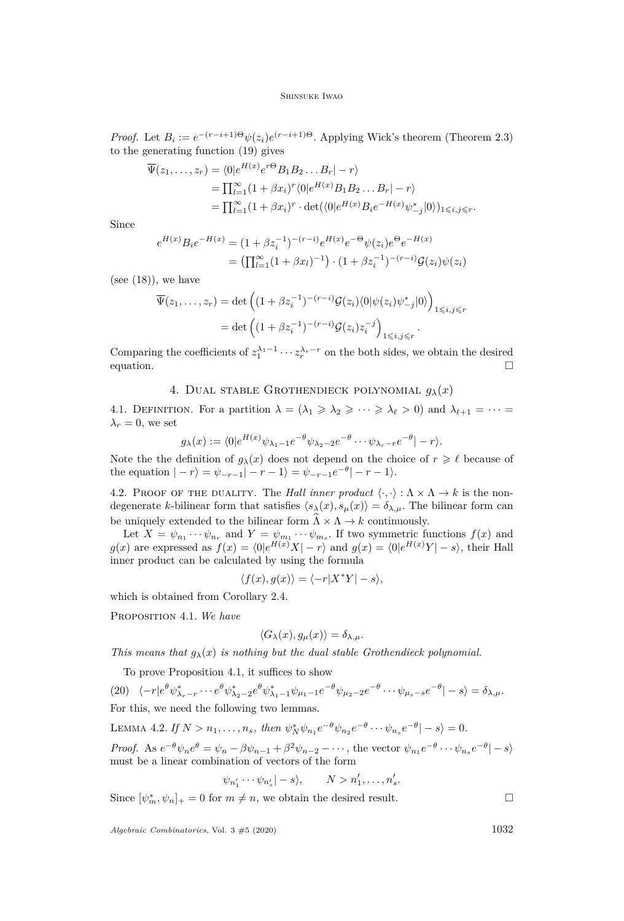*Proof.* Let $B_i := e^{-(r-i+1)\Theta}\psi(z_i)e^{(r-i+1)\Theta}$. Applying Wick's theorem (Theorem 2.3) to the generating function (19) gives

$$\begin{aligned}
\overline{\Psi}(z_1,\dots,z_r) &= \langle 0|e^{H(x)}e^{r\Theta}B_1B_2\dots B_r|-r\rangle \\
&= \textstyle\prod_{l=1}^{\infty}(1+\beta x_i)^r\langle 0|e^{H(x)}B_1B_2\dots B_r|-r\rangle \\
&= \textstyle\prod_{l=1}^{\infty}(1+\beta x_i)^r\cdot\det(\langle 0|e^{H(x)}B_ie^{-H(x)}\psi^*_{-j}|0\rangle)_{1\leqslant i,j\leqslant r}.
\end{aligned}$$

Since

$$\begin{aligned}
e^{H(x)}B_ie^{-H(x)} &= (1+\beta z_i^{-1})^{-(r-i)}e^{H(x)}e^{-\Theta}\psi(z_i)e^{\Theta}e^{-H(x)} \\
&= \left(\textstyle\prod_{l=1}^{\infty}(1+\beta x_l)^{-1}\right)\cdot(1+\beta z_i^{-1})^{-(r-i)}\mathcal{G}(z_i)\psi(z_i)
\end{aligned}$$

(see (18)), we have

$$\begin{aligned}
\overline{\Psi}(z_1,\dots,z_r) &= \det\left((1+\beta z_i^{-1})^{-(r-i)}\mathcal{G}(z_i)\langle 0|\psi(z_i)\psi^*_{-j}|0\rangle\right)_{1\leqslant i,j\leqslant r} \\
&= \det\left((1+\beta z_i^{-1})^{-(r-i)}\mathcal{G}(z_i)z_i^{-j}\right)_{1\leqslant i,j\leqslant r}.
\end{aligned}$$

Comparing the coefficients of $z_1^{\lambda_1-1}\cdots z_r^{\lambda_r-r}$ on the both sides, we obtain the desired equation. $\square$

## 4. Dual stable Grothendieck polynomial $g_\lambda(x)$

4.1. Definition. For a partition $\lambda=(\lambda_1\geqslant\lambda_2\geqslant\cdots\geqslant\lambda_\ell>0)$ and $\lambda_{\ell+1}=\cdots=\lambda_r=0$, we set

$$g_\lambda(x) := \langle 0|e^{H(x)}\psi_{\lambda_1-1}e^{-\theta}\psi_{\lambda_2-2}e^{-\theta}\cdots\psi_{\lambda_r-r}e^{-\theta}|-r\rangle.$$

Note the the definition of $g_\lambda(x)$ does not depend on the choice of $r\geqslant\ell$ because of the equation $|-r\rangle=\psi_{-r-1}|-r-1\rangle=\psi_{-r-1}e^{-\theta}|-r-1\rangle$.

4.2. Proof of the duality. The *Hall inner product* $\langle\cdot,\cdot\rangle:\Lambda\times\Lambda\to k$ is the non-degenerate $k$-bilinear form that satisfies $\langle s_\lambda(x),s_\mu(x)\rangle=\delta_{\lambda,\mu}$. The bilinear form can be uniquely extended to the bilinear form $\widehat{\Lambda}\times\Lambda\to k$ continuously.

Let $X=\psi_{n_1}\cdots\psi_{n_r}$ and $Y=\psi_{m_1}\cdots\psi_{m_s}$. If two symmetric functions $f(x)$ and $g(x)$ are expressed as $f(x)=\langle 0|e^{H(x)}X|-r\rangle$ and $g(x)=\langle 0|e^{H(x)}Y|-s\rangle$, their Hall inner product can be calculated by using the formula

$$\langle f(x),g(x)\rangle=\langle -r|X^*Y|-s\rangle,$$

which is obtained from Corollary 2.4.

Proposition 4.1. *We have*

$$\langle G_\lambda(x),g_\mu(x)\rangle=\delta_{\lambda,\mu}.$$

*This means that $g_\lambda(x)$ is nothing but the dual stable Grothendieck polynomial.*

To prove Proposition 4.1, it suffices to show

$$\langle -r|e^{\theta}\psi^*_{\lambda_r-r}\cdots e^{\theta}\psi^*_{\lambda_2-2}e^{\theta}\psi^*_{\lambda_1-1}\psi_{\mu_1-1}e^{-\theta}\psi_{\mu_2-2}e^{-\theta}\cdots\psi_{\mu_s-s}e^{-\theta}|-s\rangle=\delta_{\lambda,\mu}. \tag{20}$$

For this, we need the following two lemmas.

Lemma 4.2. *If $N>n_1,\dots,n_s$, then $\psi^*_N\psi_{n_1}e^{-\theta}\psi_{n_2}e^{-\theta}\cdots\psi_{n_s}e^{-\theta}|-s\rangle=0$.*

*Proof.* As $e^{-\theta}\psi_ne^{\theta}=\psi_n-\beta\psi_{n-1}+\beta^2\psi_{n-2}-\cdots$, the vector $\psi_{n_1}e^{-\theta}\cdots\psi_{n_s}e^{-\theta}|-s\rangle$ must be a linear combination of vectors of the form

$$\psi_{n_1'}\cdots\psi_{n_s'}|-s\rangle,\qquad N>n_1',\dots,n_s'.$$

Since $[\psi^*_m,\psi_n]_+=0$ for $m\neq n$, we obtain the desired result. $\square$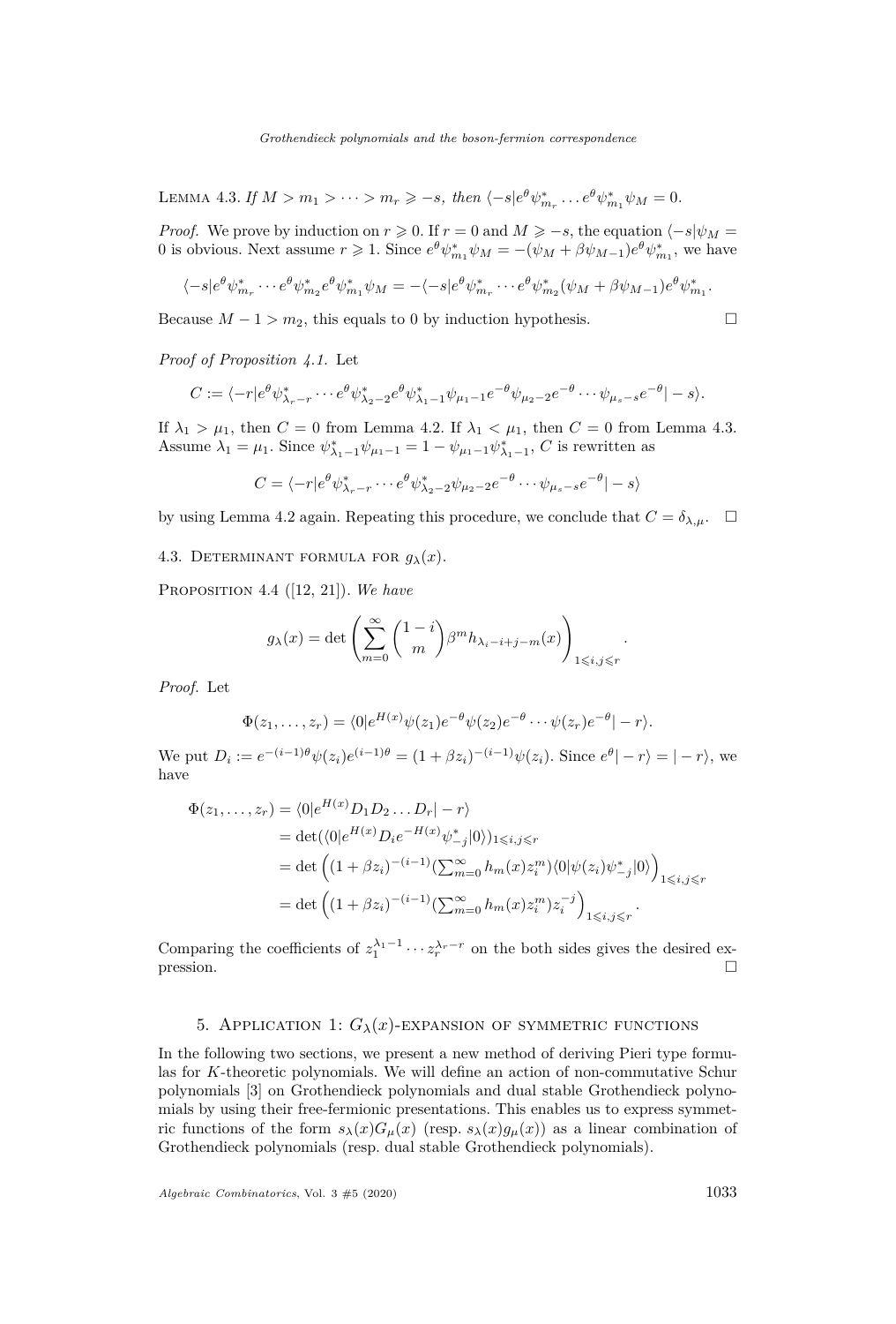Lemma 4.3. *If $M > m_1 > \cdots > m_r \geqslant -s$, then $\langle -s|e^\theta\psi^*_{m_r}\ldots e^\theta\psi^*_{m_1}\psi_M = 0$.*

*Proof.* We prove by induction on $r \geqslant 0$. If $r = 0$ and $M \geqslant -s$, the equation $\langle -s|\psi_M = 0$ is obvious. Next assume $r \geqslant 1$. Since $e^\theta\psi^*_{m_1}\psi_M = -(\psi_M + \beta\psi_{M-1})e^\theta\psi^*_{m_1}$, we have

$$\langle -s|e^\theta\psi^*_{m_r}\cdots e^\theta\psi^*_{m_2}e^\theta\psi^*_{m_1}\psi_M = -\langle -s|e^\theta\psi^*_{m_r}\cdots e^\theta\psi^*_{m_2}(\psi_M + \beta\psi_{M-1})e^\theta\psi^*_{m_1}.$$

Because $M - 1 > m_2$, this equals to 0 by induction hypothesis. $\square$

*Proof of Proposition 4.1.* Let

$$C := \langle -r|e^\theta\psi^*_{\lambda_r - r}\cdots e^\theta\psi^*_{\lambda_2-2}e^\theta\psi^*_{\lambda_1-1}\psi_{\mu_1-1}e^{-\theta}\psi_{\mu_2-2}e^{-\theta}\cdots\psi_{\mu_s-s}e^{-\theta}|-s\rangle.$$

If $\lambda_1 > \mu_1$, then $C = 0$ from Lemma 4.2. If $\lambda_1 < \mu_1$, then $C = 0$ from Lemma 4.3. Assume $\lambda_1 = \mu_1$. Since $\psi^*_{\lambda_1-1}\psi_{\mu_1-1} = 1 - \psi_{\mu_1-1}\psi^*_{\lambda_1-1}$, $C$ is rewritten as

$$C = \langle -r|e^\theta\psi^*_{\lambda_r-r}\cdots e^\theta\psi^*_{\lambda_2-2}\psi_{\mu_2-2}e^{-\theta}\cdots\psi_{\mu_s-s}e^{-\theta}|-s\rangle$$

by using Lemma 4.2 again. Repeating this procedure, we conclude that $C = \delta_{\lambda,\mu}$. $\square$

## 4.3. Determinant formula for $g_\lambda(x)$.

Proposition 4.4 ([12, 21]). *We have*

$$g_\lambda(x) = \det\left(\sum_{m=0}^{\infty}\binom{1-i}{m}\beta^m h_{\lambda_i-i+j-m}(x)\right)_{1\leqslant i,j\leqslant r}.$$

*Proof.* Let

$$\Phi(z_1,\ldots,z_r) = \langle 0|e^{H(x)}\psi(z_1)e^{-\theta}\psi(z_2)e^{-\theta}\cdots\psi(z_r)e^{-\theta}|-r\rangle.$$

We put $D_i := e^{-(i-1)\theta}\psi(z_i)e^{(i-1)\theta} = (1+\beta z_i)^{-(i-1)}\psi(z_i)$. Since $e^\theta|-r\rangle = |-r\rangle$, we have

$$\begin{aligned}
\Phi(z_1,\ldots,z_r) &= \langle 0|e^{H(x)}D_1D_2\ldots D_r|-r\rangle \\
&= \det(\langle 0|e^{H(x)}D_ie^{-H(x)}\psi^*_{-j}|0\rangle)_{1\leqslant i,j\leqslant r} \\
&= \det\left((1+\beta z_i)^{-(i-1)}(\textstyle\sum_{m=0}^\infty h_m(x)z_i^m)\langle 0|\psi(z_i)\psi^*_{-j}|0\rangle\right)_{1\leqslant i,j\leqslant r} \\
&= \det\left((1+\beta z_i)^{-(i-1)}(\textstyle\sum_{m=0}^\infty h_m(x)z_i^m)z_i^{-j}\right)_{1\leqslant i,j\leqslant r}.
\end{aligned}$$

Comparing the coefficients of $z_1^{\lambda_1-1}\cdots z_r^{\lambda_r-r}$ on the both sides gives the desired expression. $\square$

# 5. Application 1: $G_\lambda(x)$-expansion of symmetric functions

In the following two sections, we present a new method of deriving Pieri type formulas for $K$-theoretic polynomials. We will define an action of non-commutative Schur polynomials [3] on Grothendieck polynomials and dual stable Grothendieck polynomials by using their free-fermionic presentations. This enables us to express symmetric functions of the form $s_\lambda(x)G_\mu(x)$ (resp. $s_\lambda(x)g_\mu(x)$) as a linear combination of Grothendieck polynomials (resp. dual stable Grothendieck polynomials).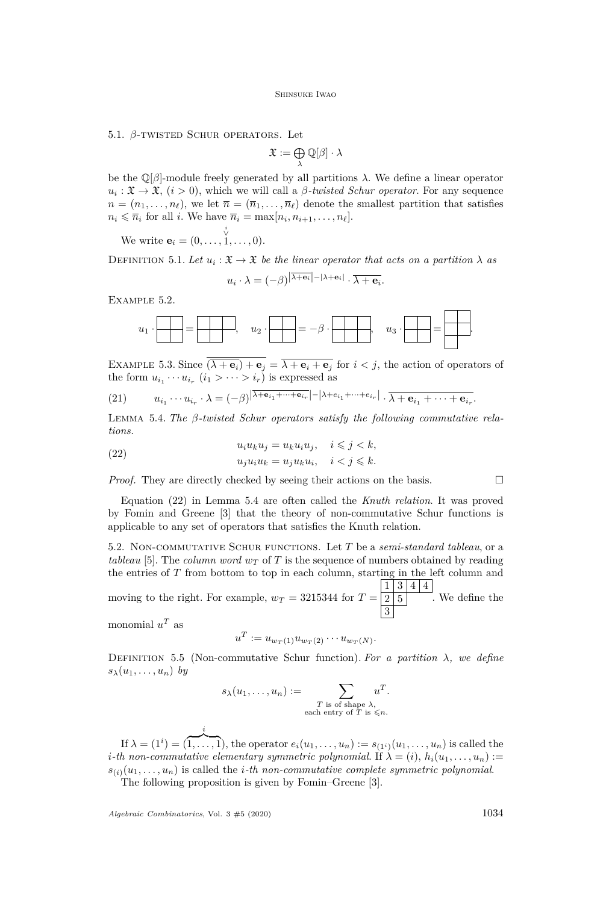### 5.1. $\beta$-twisted Schur operators.

Let

$$\mathfrak{X} := \bigoplus_{\lambda} \mathbb{Q}[\beta] \cdot \lambda$$

be the $\mathbb{Q}[\beta]$-module freely generated by all partitions $\lambda$. We define a linear operator $u_i : \mathfrak{X} \to \mathfrak{X}$, $(i > 0)$, which we will call a *$\beta$-twisted Schur operator*. For any sequence $n = (n_1, \ldots, n_\ell)$, we let $\overline{n} = (\overline{n}_1, \ldots, \overline{n}_\ell)$ denote the smallest partition that satisfies $n_i \leqslant \overline{n}_i$ for all $i$. We have $\overline{n}_i = \max[n_i, n_{i+1}, \ldots, n_\ell]$.

We write $\mathbf{e}_i = (0, \ldots, \overset{i}{\check{1}}, \ldots, 0)$.

Definition 5.1. *Let $u_i : \mathfrak{X} \to \mathfrak{X}$ be the linear operator that acts on a partition $\lambda$ as*

$$u_i \cdot \lambda = (-\beta)^{|\overline{\lambda + \mathbf{e}_i}| - |\lambda + \mathbf{e}_i|} \cdot \overline{\lambda + \mathbf{e}_i}.$$

Example 5.2.

$$u_1 \cdot \begin{array}{|c|c|}\hline \ & \ \\ \hline \ & \ \\ \hline \end{array} = \begin{array}{|c|c|c|}\hline \ & \ & \ \\ \hline \ & \ \\ \cline{1-2} \end{array}, \quad u_2 \cdot \begin{array}{|c|c|}\hline \ & \ \\ \hline \ & \ \\ \hline \end{array} = -\beta \cdot \begin{array}{|c|c|c|}\hline \ & \ & \ \\ \hline \ & \ & \ \\ \hline \end{array}, \quad u_3 \cdot \begin{array}{|c|c|}\hline \ & \ \\ \hline \ & \ \\ \hline \end{array} = \begin{array}{|c|c|}\hline \ & \ \\ \hline \ & \ \\ \hline \ \\ \cline{1-1} \end{array}.$$

Example 5.3. Since $\overline{(\overline{\lambda + \mathbf{e}_i}) + \mathbf{e}_j} = \overline{\lambda + \mathbf{e}_i + \mathbf{e}_j}$ for $i < j$, the action of operators of the form $u_{i_1} \cdots u_{i_r}$ $(i_1 > \cdots > i_r)$ is expressed as

$$u_{i_1} \cdots u_{i_r} \cdot \lambda = (-\beta)^{|\overline{\lambda + \mathbf{e}_{i_1} + \cdots + \mathbf{e}_{i_r}}| - |\lambda + e_{i_1} + \cdots + e_{i_r}|} \cdot \overline{\lambda + \mathbf{e}_{i_1} + \cdots + \mathbf{e}_{i_r}}. \tag{21}$$

Lemma 5.4. *The $\beta$-twisted Schur operators satisfy the following commutative relations.*

$$\begin{aligned} &u_i u_k u_j = u_k u_i u_j, \quad i \leqslant j < k, \\ &u_j u_i u_k = u_j u_k u_i, \quad i < j \leqslant k. \end{aligned} \tag{22}$$

*Proof.* They are directly checked by seeing their actions on the basis. $\square$

Equation (22) in Lemma 5.4 are often called the *Knuth relation*. It was proved by Fomin and Greene [3] that the theory of non-commutative Schur functions is applicable to any set of operators that satisfies the Knuth relation.

### 5.2. Non-commutative Schur functions.

Let $T$ be a *semi-standard tableau*, or a *tableau* [5]. The *column word* $w_T$ of $T$ is the sequence of numbers obtained by reading the entries of $T$ from bottom to top in each column, starting in the left column and moving to the right. For example, $w_T = 3215344$ for $T = \begin{array}{|c|c|c|c|}\hline 1 & 3 & 4 & 4 \\ \hline 2 & 5 \\ \cline{1-2} 3 \\ \cline{1-1} \end{array}$. We define the monomial $u^T$ as

$$u^T := u_{w_T(1)} u_{w_T(2)} \cdots u_{w_T(N)}.$$

Definition 5.5 (Non-commutative Schur function). *For a partition $\lambda$, we define $s_\lambda(u_1, \ldots, u_n)$ by*

$$s_\lambda(u_1, \ldots, u_n) := \sum_{\substack{T \text{ is of shape } \lambda, \\ \text{each entry of } T \text{ is } \leqslant n.}} u^T.$$

If $\lambda = (1^i) = (\overbrace{1, \ldots, 1}^{i})$, the operator $e_i(u_1, \ldots, u_n) := s_{(1^i)}(u_1, \ldots, u_n)$ is called the *$i$-th non-commutative elementary symmetric polynomial*. If $\lambda = (i)$, $h_i(u_1, \ldots, u_n) := s_{(i)}(u_1, \ldots, u_n)$ is called the *$i$-th non-commutative complete symmetric polynomial*.

The following proposition is given by Fomin–Greene [3].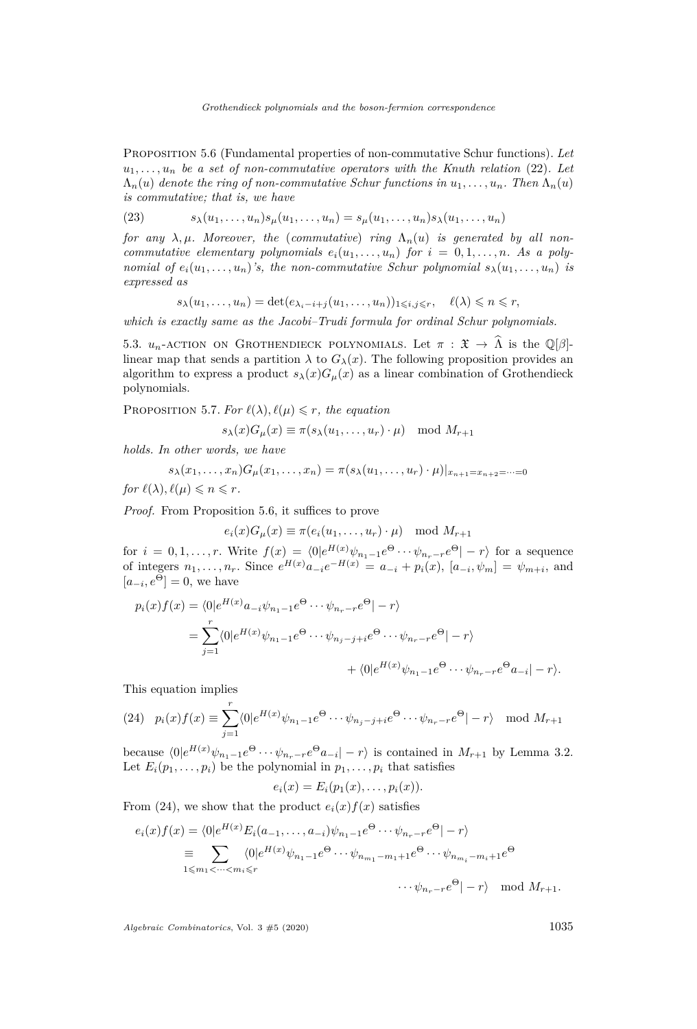Proposition 5.6 (Fundamental properties of non-commutative Schur functions). *Let $u_1, \dots, u_n$ be a set of non-commutative operators with the Knuth relation (22). Let $\Lambda_n(u)$ denote the ring of non-commutative Schur functions in $u_1, \dots, u_n$. Then $\Lambda_n(u)$ is commutative; that is, we have*

$$s_\lambda(u_1, \dots, u_n) s_\mu(u_1, \dots, u_n) = s_\mu(u_1, \dots, u_n) s_\lambda(u_1, \dots, u_n) \tag{23}$$

*for any $\lambda, \mu$. Moreover, the (commutative) ring $\Lambda_n(u)$ is generated by all non-commutative elementary polynomials $e_i(u_1, \dots, u_n)$ for $i = 0, 1, \dots, n$. As a polynomial of $e_i(u_1, \dots, u_n)$'s, the non-commutative Schur polynomial $s_\lambda(u_1, \dots, u_n)$ is expressed as*

$$s_\lambda(u_1, \dots, u_n) = \det(e_{\lambda_i - i + j}(u_1, \dots, u_n))_{1 \leqslant i,j \leqslant r}, \quad \ell(\lambda) \leqslant n \leqslant r,$$

*which is exactly same as the Jacobi–Trudi formula for ordinal Schur polynomials.*

5.3. $u_n$-action on Grothendieck polynomials. Let $\pi : \mathfrak{X} \to \widehat{\Lambda}$ is the $\mathbb{Q}[\beta]$-linear map that sends a partition $\lambda$ to $G_\lambda(x)$. The following proposition provides an algorithm to express a product $s_\lambda(x) G_\mu(x)$ as a linear combination of Grothendieck polynomials.

Proposition 5.7. *For $\ell(\lambda), \ell(\mu) \leqslant r$, the equation*

$$s_\lambda(x) G_\mu(x) \equiv \pi(s_\lambda(u_1, \dots, u_r) \cdot \mu) \mod M_{r+1}$$

*holds. In other words, we have*

$$s_\lambda(x_1, \dots, x_n) G_\mu(x_1, \dots, x_n) = \pi(s_\lambda(u_1, \dots, u_r) \cdot \mu)|_{x_{n+1} = x_{n+2} = \cdots = 0}$$

*for $\ell(\lambda), \ell(\mu) \leqslant n \leqslant r$.*

*Proof.* From Proposition 5.6, it suffices to prove

$$e_i(x) G_\mu(x) \equiv \pi(e_i(u_1, \dots, u_r) \cdot \mu) \mod M_{r+1}$$

for $i = 0, 1, \dots, r$. Write $f(x) = \langle 0 | e^{H(x)} \psi_{n_1 - 1} e^{\Theta} \cdots \psi_{n_r - r} e^{\Theta} | -r \rangle$ for a sequence of integers $n_1, \dots, n_r$. Since $e^{H(x)} a_{-i} e^{-H(x)} = a_{-i} + p_i(x)$, $[a_{-i}, \psi_m] = \psi_{m+i}$, and $[a_{-i}, e^{\Theta}] = 0$, we have

$$\begin{aligned}
p_i(x) f(x) &= \langle 0 | e^{H(x)} a_{-i} \psi_{n_1 - 1} e^{\Theta} \cdots \psi_{n_r - r} e^{\Theta} | -r \rangle \\
&= \sum_{j=1}^{r} \langle 0 | e^{H(x)} \psi_{n_1 - 1} e^{\Theta} \cdots \psi_{n_j - j + i} e^{\Theta} \cdots \psi_{n_r - r} e^{\Theta} | -r \rangle \\
&\qquad\qquad + \langle 0 | e^{H(x)} \psi_{n_1 - 1} e^{\Theta} \cdots \psi_{n_r - r} e^{\Theta} a_{-i} | -r \rangle.
\end{aligned}$$

This equation implies

$$p_i(x) f(x) \equiv \sum_{j=1}^{r} \langle 0 | e^{H(x)} \psi_{n_1 - 1} e^{\Theta} \cdots \psi_{n_j - j + i} e^{\Theta} \cdots \psi_{n_r - r} e^{\Theta} | -r \rangle \mod M_{r+1} \tag{24}$$

because $\langle 0 | e^{H(x)} \psi_{n_1 - 1} e^{\Theta} \cdots \psi_{n_r - r} e^{\Theta} a_{-i} | -r \rangle$ is contained in $M_{r+1}$ by Lemma 3.2. Let $E_i(p_1, \dots, p_i)$ be the polynomial in $p_1, \dots, p_i$ that satisfies

$$e_i(x) = E_i(p_1(x), \dots, p_i(x)).$$

From (24), we show that the product $e_i(x) f(x)$ satisfies

$$\begin{aligned}
e_i(x) f(x) &= \langle 0 | e^{H(x)} E_i(a_{-1}, \dots, a_{-i}) \psi_{n_1 - 1} e^{\Theta} \cdots \psi_{n_r - r} e^{\Theta} | -r \rangle \\
&\equiv \sum_{1 \leqslant m_1 < \cdots < m_i \leqslant r} \langle 0 | e^{H(x)} \psi_{n_1 - 1} e^{\Theta} \cdots \psi_{n_{m_1} - m_1 + 1} e^{\Theta} \cdots \psi_{n_{m_i} - m_i + 1} e^{\Theta} \\
&\qquad\qquad \cdots \psi_{n_r - r} e^{\Theta} | -r \rangle \mod M_{r+1}.
\end{aligned}$$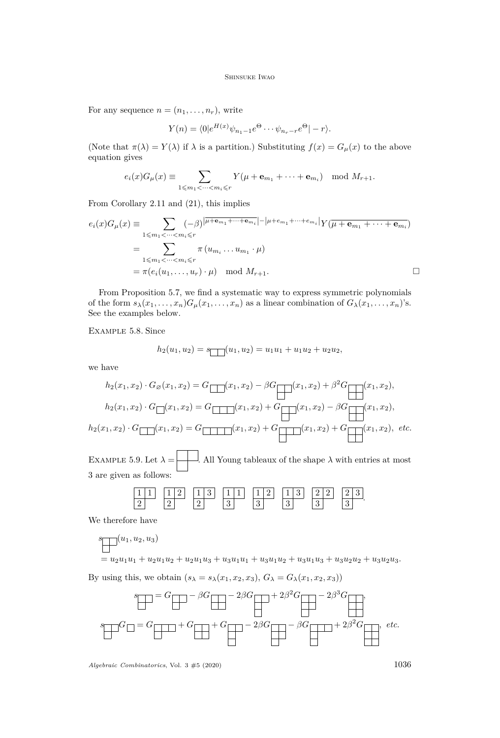For any sequence $n = (n_1, \ldots, n_r)$, write

$$Y(n) = \langle 0|e^{H(x)}\psi_{n_1-1}e^{\Theta}\cdots\psi_{n_r-r}e^{\Theta}|-r\rangle.$$

(Note that $\pi(\lambda) = Y(\lambda)$ if $\lambda$ is a partition.) Substituting $f(x) = G_\mu(x)$ to the above equation gives

$$e_i(x)G_\mu(x) \equiv \sum_{1\leqslant m_1<\cdots<m_i\leqslant r} Y(\mu + \mathbf{e}_{m_1} + \cdots + \mathbf{e}_{m_i}) \mod M_{r+1}.$$

From Corollary 2.11 and (21), this implies

$$\begin{aligned}
e_i(x)G_\mu(x) &\equiv \sum_{1\leqslant m_1<\cdots<m_i\leqslant r} (-\beta)^{|\overline{\mu+\mathbf{e}_{m_1}+\cdots+\mathbf{e}_{m_i}}|-|\mu+e_{m_1}+\cdots+e_{m_i}|}Y(\overline{\mu + \mathbf{e}_{m_1} + \cdots + \mathbf{e}_{m_i}}) \\
&= \sum_{1\leqslant m_1<\cdots<m_i\leqslant r} \pi\left(u_{m_i}\ldots u_{m_1}\cdot\mu\right) \\
&= \pi(e_i(u_1,\ldots,u_r)\cdot\mu) \mod M_{r+1}.
\end{aligned}$$

$\square$

From Proposition 5.7, we find a systematic way to express symmetric polynomials of the form $s_\lambda(x_1,\ldots,x_n)G_\mu(x_1,\ldots,x_n)$ as a linear combination of $G_\lambda(x_1,\ldots,x_n)$'s. See the examples below.

Example 5.8. Since

$$h_2(u_1,u_2) = s_{(2)}(u_1,u_2) = u_1u_1 + u_1u_2 + u_2u_2,$$

we have

$$\begin{aligned}
h_2(x_1,x_2)\cdot G_\varnothing(x_1,x_2) &= G_{(2)}(x_1,x_2) - \beta G_{(2,1)}(x_1,x_2) + \beta^2 G_{(2,2)}(x_1,x_2),\\
h_2(x_1,x_2)\cdot G_{(1)}(x_1,x_2) &= G_{(3)}(x_1,x_2) + G_{(2,1)}(x_1,x_2) - \beta G_{(2,2)}(x_1,x_2),\\
h_2(x_1,x_2)\cdot G_{(2)}(x_1,x_2) &= G_{(4)}(x_1,x_2) + G_{(3,1)}(x_1,x_2) + G_{(2,2)}(x_1,x_2), \ \textit{etc.}
\end{aligned}$$

Example 5.9. Let $\lambda = (2,1)$. All Young tableaux of the shape $\lambda$ with entries at most 3 are given as follows:

$$\begin{smallmatrix}1&1\\2&\end{smallmatrix}\quad \begin{smallmatrix}1&2\\2&\end{smallmatrix}\quad \begin{smallmatrix}1&3\\2&\end{smallmatrix}\quad \begin{smallmatrix}1&1\\3&\end{smallmatrix}\quad \begin{smallmatrix}1&2\\3&\end{smallmatrix}\quad \begin{smallmatrix}1&3\\3&\end{smallmatrix}\quad \begin{smallmatrix}2&2\\3&\end{smallmatrix}\quad \begin{smallmatrix}2&3\\3&\end{smallmatrix}.$$

We therefore have

$$\begin{aligned}
&s_{(2,1)}(u_1,u_2,u_3)\\
&= u_2u_1u_1 + u_2u_1u_2 + u_2u_1u_3 + u_3u_1u_1 + u_3u_1u_2 + u_3u_1u_3 + u_3u_2u_2 + u_3u_2u_3.
\end{aligned}$$

By using this, we obtain ($s_\lambda = s_\lambda(x_1,x_2,x_3)$, $G_\lambda = G_\lambda(x_1,x_2,x_3)$)

$$\begin{aligned}
s_{(2,1)} &= G_{(2,1)} - \beta G_{(2,2)} - 2\beta G_{(2,1,1)} + 2\beta^2 G_{(2,2,1)} - 2\beta^3 G_{(2,2,2)},\\
s_{(2,1)}G_{(1)} &= G_{(3,1)} + G_{(2,2)} + G_{(2,1,1)} - 2\beta G_{(2,2,1)} - \beta G_{(3,1,1)} + 2\beta^2 G_{(2,2,2)}, \ \textit{etc.}
\end{aligned}$$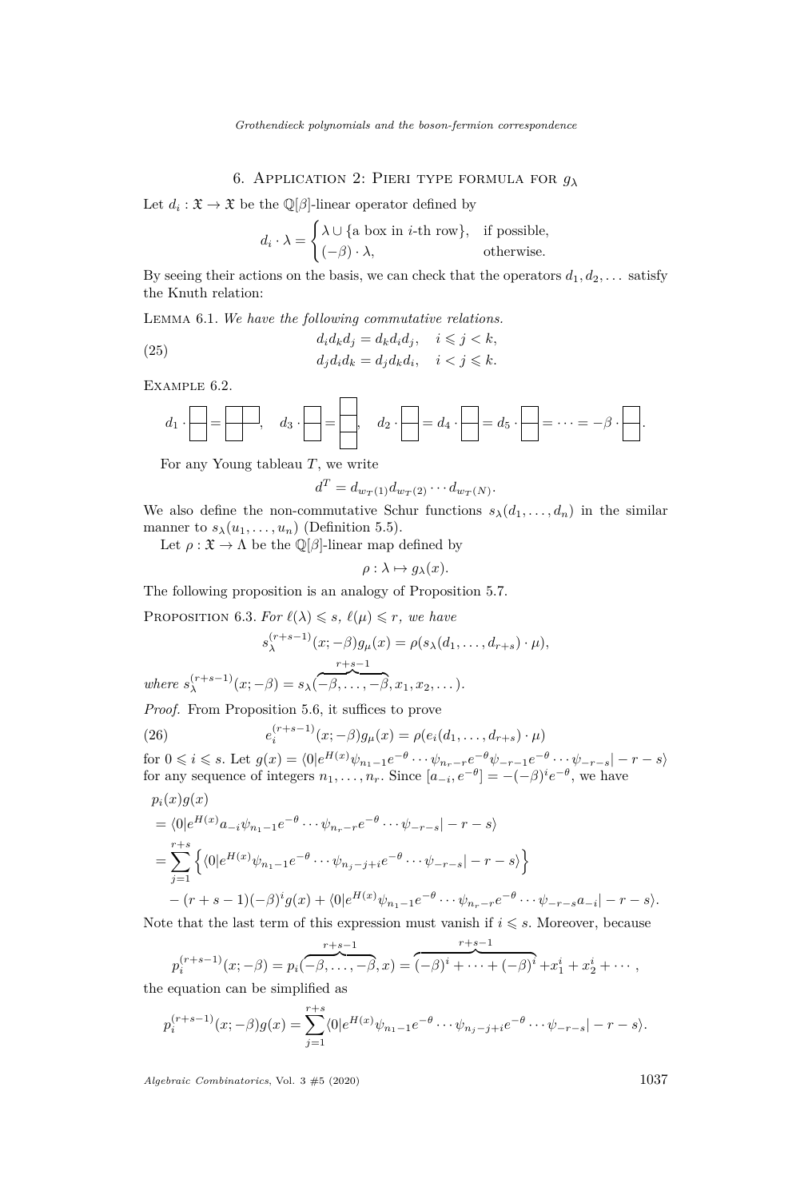## 6. Application 2: Pieri type formula for $g_\lambda$

Let $d_i : \mathfrak{X} \to \mathfrak{X}$ be the $\mathbb{Q}[\beta]$-linear operator defined by

$$d_i \cdot \lambda = \begin{cases} \lambda \cup \{\text{a box in } i\text{-th row}\}, & \text{if possible,} \\ (-\beta) \cdot \lambda, & \text{otherwise.} \end{cases}$$

By seeing their actions on the basis, we can check that the operators $d_1, d_2, \dots$ satisfy the Knuth relation:

**Lemma 6.1.** *We have the following commutative relations.*

$$\begin{aligned} d_i d_k d_j &= d_k d_i d_j, \quad i \leqslant j < k, \\ d_j d_i d_k &= d_j d_k d_i, \quad i < j \leqslant k. \end{aligned} \tag{25}$$

**Example 6.2.**

$$d_1 \cdot (1,1) = (2,1), \quad d_3 \cdot (1,1) = (1,1,1), \quad d_2 \cdot (1,1) = d_4 \cdot (1,1) = d_5 \cdot (1,1) = \cdots = -\beta \cdot (1,1).$$

For any Young tableau $T$, we write

$$d^T = d_{w_T(1)} d_{w_T(2)} \cdots d_{w_T(N)}.$$

We also define the non-commutative Schur functions $s_\lambda(d_1, \dots, d_n)$ in the similar manner to $s_\lambda(u_1, \dots, u_n)$ (Definition 5.5).

Let $\rho : \mathfrak{X} \to \Lambda$ be the $\mathbb{Q}[\beta]$-linear map defined by

$$\rho : \lambda \mapsto g_\lambda(x).$$

The following proposition is an analogy of Proposition 5.7.

**Proposition 6.3.** *For $\ell(\lambda) \leqslant s$, $\ell(\mu) \leqslant r$, we have*

$$s_\lambda^{(r+s-1)}(x; -\beta) g_\mu(x) = \rho(s_\lambda(d_1, \dots, d_{r+s}) \cdot \mu),$$

*where* $s_\lambda^{(r+s-1)}(x;-\beta) = s_\lambda(\overbrace{-\beta, \dots, -\beta}^{r+s-1}, x_1, x_2, \dots)$.

*Proof.* From Proposition 5.6, it suffices to prove

$$e_i^{(r+s-1)}(x; -\beta) g_\mu(x) = \rho(e_i(d_1, \dots, d_{r+s}) \cdot \mu) \tag{26}$$

for $0 \leqslant i \leqslant s$. Let $g(x) = \langle 0 | e^{H(x)} \psi_{n_1 - 1} e^{-\theta} \cdots \psi_{n_r - r} e^{-\theta} \psi_{-r-1} e^{-\theta} \cdots \psi_{-r-s} | -r-s \rangle$ for any sequence of integers $n_1, \dots, n_r$. Since $[a_{-i}, e^{-\theta}] = -(-\beta)^i e^{-\theta}$, we have

$$\begin{aligned}
&p_i(x) g(x) \\
&= \langle 0 | e^{H(x)} a_{-i} \psi_{n_1-1} e^{-\theta} \cdots \psi_{n_r - r} e^{-\theta} \cdots \psi_{-r-s} | -r-s \rangle \\
&= \sum_{j=1}^{r+s} \left\{ \langle 0 | e^{H(x)} \psi_{n_1-1} e^{-\theta} \cdots \psi_{n_j - j + i} e^{-\theta} \cdots \psi_{-r-s} | -r-s \rangle \right\} \\
&\quad - (r+s-1)(-\beta)^i g(x) + \langle 0 | e^{H(x)} \psi_{n_1-1} e^{-\theta} \cdots \psi_{n_r-r} e^{-\theta} \cdots \psi_{-r-s} a_{-i} | -r-s \rangle.
\end{aligned}$$

Note that the last term of this expression must vanish if $i \leqslant s$. Moreover, because

$$p_i^{(r+s-1)}(x; -\beta) = p_i(\overbrace{-\beta, \dots, -\beta}^{r+s-1}, x) = \overbrace{(-\beta)^i + \cdots + (-\beta)^i}^{r+s-1} + x_1^i + x_2^i + \cdots,$$

the equation can be simplified as

$$p_i^{(r+s-1)}(x; -\beta) g(x) = \sum_{j=1}^{r+s} \langle 0 | e^{H(x)} \psi_{n_1-1} e^{-\theta} \cdots \psi_{n_j - j + i} e^{-\theta} \cdots \psi_{-r-s} | -r-s \rangle.$$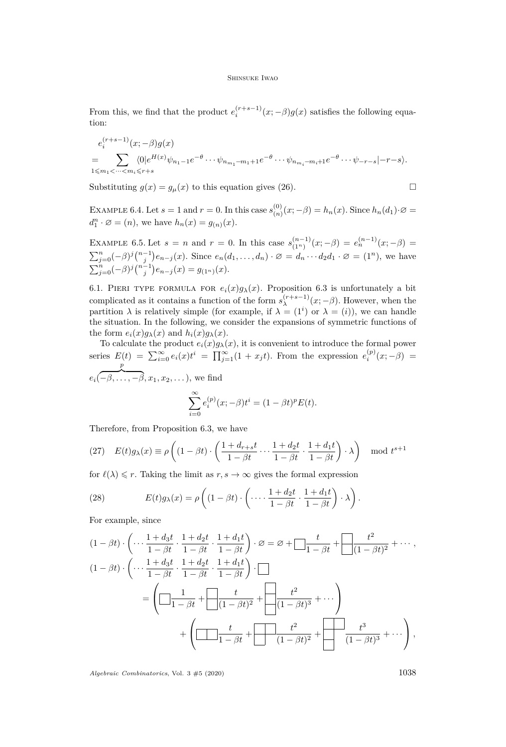From this, we find that the product $e_i^{(r+s-1)}(x;-\beta)g(x)$ satisfies the following equation:

$$
\begin{aligned}
&e_i^{(r+s-1)}(x;-\beta)g(x)\\
&=\sum_{1\leqslant m_1<\cdots<m_i\leqslant r+s}\langle 0|e^{H(x)}\psi_{n_1-1}e^{-\theta}\cdots\psi_{n_{m_1}-m_1+1}e^{-\theta}\cdots\psi_{n_{m_i}-m_i+1}e^{-\theta}\cdots\psi_{-r-s}|{-r-s}\rangle.
\end{aligned}
$$

Substituting $g(x)=g_\mu(x)$ to this equation gives (26). $\square$

Example 6.4. Let $s=1$ and $r=0$. In this case $s_{(n)}^{(0)}(x;-\beta)=h_n(x)$. Since $h_n(d_1)\cdot\varnothing=d_1^n\cdot\varnothing=(n)$, we have $h_n(x)=g_{(n)}(x)$.

Example 6.5. Let $s=n$ and $r=0$. In this case $s_{(1^n)}^{(n-1)}(x;-\beta)=e_n^{(n-1)}(x;-\beta)=\sum_{j=0}^n(-\beta)^j\binom{n-1}{j}e_{n-j}(x)$. Since $e_n(d_1,\dots,d_n)\cdot\varnothing=d_n\cdots d_2d_1\cdot\varnothing=(1^n)$, we have $\sum_{j=0}^n(-\beta)^j\binom{n-1}{j}e_{n-j}(x)=g_{(1^n)}(x)$.

6.1. Pieri type formula for $e_i(x)g_\lambda(x)$. Proposition 6.3 is unfortunately a bit complicated as it contains a function of the form $s_\lambda^{(r+s-1)}(x;-\beta)$. However, when the partition $\lambda$ is relatively simple (for example, if $\lambda=(1^i)$ or $\lambda=(i)$), we can handle the situation. In the following, we consider the expansions of symmetric functions of the form $e_i(x)g_\lambda(x)$ and $h_i(x)g_\lambda(x)$.

To calculate the product $e_i(x)g_\lambda(x)$, it is convenient to introduce the formal power series $E(t)=\sum_{i=0}^\infty e_i(x)t^i=\prod_{j=1}^\infty(1+x_jt)$. From the expression $e_i^{(p)}(x;-\beta)=e_i(\overbrace{-\beta,\dots,-\beta}^{p},x_1,x_2,\dots)$, we find

$$
\sum_{i=0}^\infty e_i^{(p)}(x;-\beta)t^i=(1-\beta t)^pE(t).
$$

Therefore, from Proposition 6.3, we have

$$
E(t)g_\lambda(x)\equiv\rho\left((1-\beta t)\cdot\left(\frac{1+d_{r+s}t}{1-\beta t}\cdots\frac{1+d_2t}{1-\beta t}\cdot\frac{1+d_1t}{1-\beta t}\right)\cdot\lambda\right)\mod t^{s+1}\tag{27}
$$

for $\ell(\lambda)\leqslant r$. Taking the limit as $r,s\to\infty$ gives the formal expression

$$
E(t)g_\lambda(x)=\rho\left((1-\beta t)\cdot\left(\cdots\frac{1+d_2t}{1-\beta t}\cdot\frac{1+d_1t}{1-\beta t}\right)\cdot\lambda\right).\tag{28}
$$

For example, since

$$
\begin{aligned}
&(1-\beta t)\cdot\left(\cdots\frac{1+d_3t}{1-\beta t}\cdot\frac{1+d_2t}{1-\beta t}\cdot\frac{1+d_1t}{1-\beta t}\right)\cdot\varnothing=\varnothing+(1)\frac{t}{1-\beta t}+(1,1)\frac{t^2}{(1-\beta t)^2}+\cdots,\\
&(1-\beta t)\cdot\left(\cdots\frac{1+d_3t}{1-\beta t}\cdot\frac{1+d_2t}{1-\beta t}\cdot\frac{1+d_1t}{1-\beta t}\right)\cdot(1)\\
&\qquad=\left((1)\frac{1}{1-\beta t}+(1,1)\frac{t}{(1-\beta t)^2}+(1,1,1)\frac{t^2}{(1-\beta t)^3}+\cdots\right)\\
&\qquad\quad+\left((2)\frac{t}{1-\beta t}+(2,1)\frac{t^2}{(1-\beta t)^2}+(2,1,1)\frac{t^3}{(1-\beta t)^3}+\cdots\right),
\end{aligned}
$$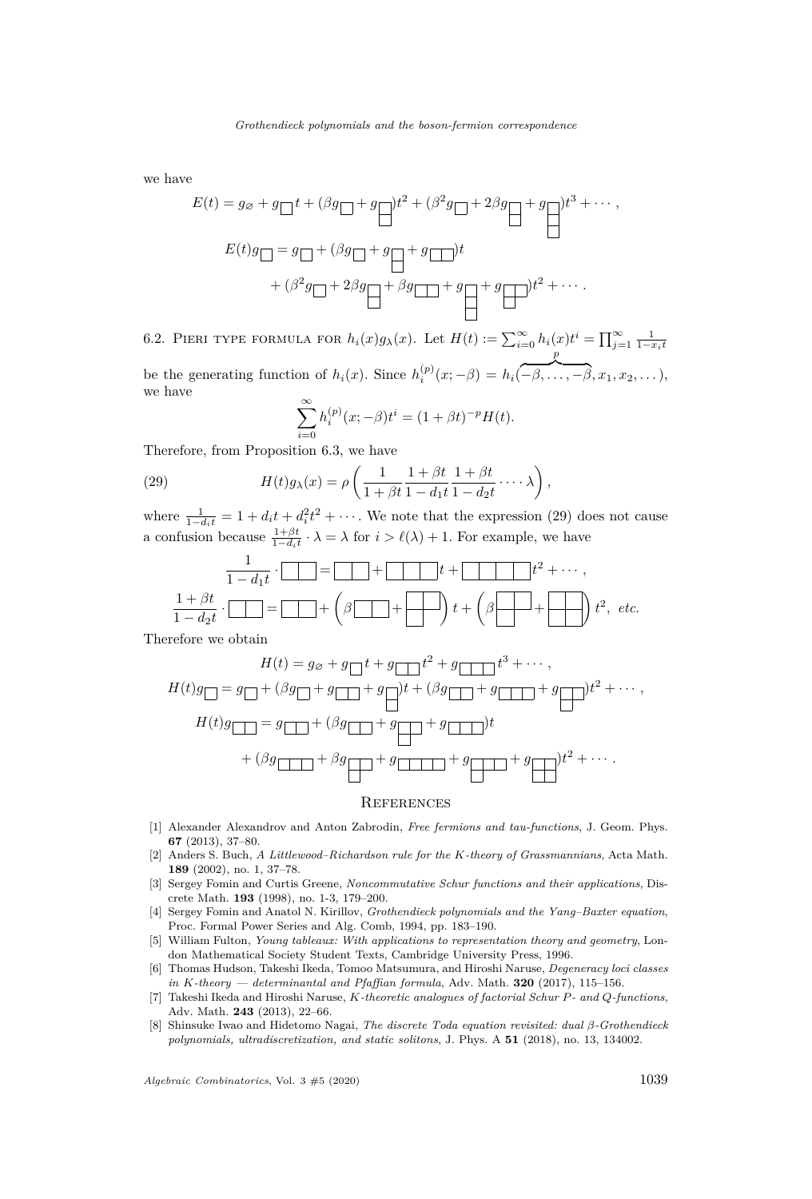we have

$$E(t) = g_{\varnothing} + g_{(1)}t + (\beta g_{(1)} + g_{(1,1)})t^2 + (\beta^2 g_{(1)} + 2\beta g_{(1,1)} + g_{(1,1,1)})t^3 + \cdots,$$

$$\begin{aligned}E(t)g_{(1)} = g_{(1)} &+ (\beta g_{(1)} + g_{(1,1)} + g_{(2)})t \\ &+ (\beta^2 g_{(1)} + 2\beta g_{(1,1)} + \beta g_{(2)} + g_{(1,1,1)} + g_{(2,1)})t^2 + \cdots.\end{aligned}$$

6.2. Pieri type formula for $h_i(x)g_\lambda(x)$. Let $H(t) := \sum_{i=0}^{\infty} h_i(x)t^i = \prod_{j=1}^{\infty} \frac{1}{1-x_i t}$ be the generating function of $h_i(x)$. Since $h_i^{(p)}(x;-\beta) = h_i(\overbrace{-\beta,\dots,-\beta}^{p}, x_1, x_2, \dots)$, we have

$$\sum_{i=0}^{\infty} h_i^{(p)}(x;-\beta)t^i = (1+\beta t)^{-p}H(t).$$

Therefore, from Proposition 6.3, we have

$$H(t)g_\lambda(x) = \rho\left(\frac{1}{1+\beta t}\frac{1+\beta t}{1-d_1 t}\frac{1+\beta t}{1-d_2 t}\cdots\cdot\lambda\right), \tag{29}$$

where $\frac{1}{1-d_i t} = 1 + d_i t + d_i^2 t^2 + \cdots$. We note that the expression (29) does not cause a confusion because $\frac{1+\beta t}{1-d_i t}\cdot\lambda = \lambda$ for $i > \ell(\lambda)+1$. For example, we have

$$\frac{1}{1-d_1 t}\cdot(2) = (2) + (3)t + (4)t^2 + \cdots,$$

$$\frac{1+\beta t}{1-d_2 t}\cdot(2) = (2) + \left(\beta(2) + (2,1)\right)t + \left(\beta(2,1) + (2,2)\right)t^2, \ \textit{etc.}$$

Therefore we obtain

$$H(t) = g_{\varnothing} + g_{(1)}t + g_{(2)}t^2 + g_{(3)}t^3 + \cdots,$$

$$H(t)g_{(1)} = g_{(1)} + (\beta g_{(1)} + g_{(2)} + g_{(1,1)})t + (\beta g_{(2)} + g_{(3)} + g_{(2,1)})t^2 + \cdots,$$

$$\begin{aligned}H(t)g_{(2)} = g_{(2)} &+ (\beta g_{(2)} + g_{(2,1)} + g_{(3)})t \\ &+ (\beta g_{(3)} + \beta g_{(2,1)} + g_{(4)} + g_{(3,1)} + g_{(2,2)})t^2 + \cdots.\end{aligned}$$

## References

[1] Alexander Alexandrov and Anton Zabrodin, *Free fermions and tau-functions*, J. Geom. Phys. **67** (2013), 37–80.

[2] Anders S. Buch, *A Littlewood–Richardson rule for the K-theory of Grassmannians*, Acta Math. **189** (2002), no. 1, 37–78.

[3] Sergey Fomin and Curtis Greene, *Noncommutative Schur functions and their applications*, Discrete Math. **193** (1998), no. 1-3, 179–200.

[4] Sergey Fomin and Anatol N. Kirillov, *Grothendieck polynomials and the Yang–Baxter equation*, Proc. Formal Power Series and Alg. Comb, 1994, pp. 183–190.

[5] William Fulton, *Young tableaux: With applications to representation theory and geometry*, London Mathematical Society Student Texts, Cambridge University Press, 1996.

[6] Thomas Hudson, Takeshi Ikeda, Tomoo Matsumura, and Hiroshi Naruse, *Degeneracy loci classes in K-theory — determinantal and Pfaffian formula*, Adv. Math. **320** (2017), 115–156.

[7] Takeshi Ikeda and Hiroshi Naruse, *K-theoretic analogues of factorial Schur P- and Q-functions*, Adv. Math. **243** (2013), 22–66.

[8] Shinsuke Iwao and Hidetomo Nagai, *The discrete Toda equation revisited: dual β-Grothendieck polynomials, ultradiscretization, and static solitons*, J. Phys. A **51** (2018), no. 13, 134002.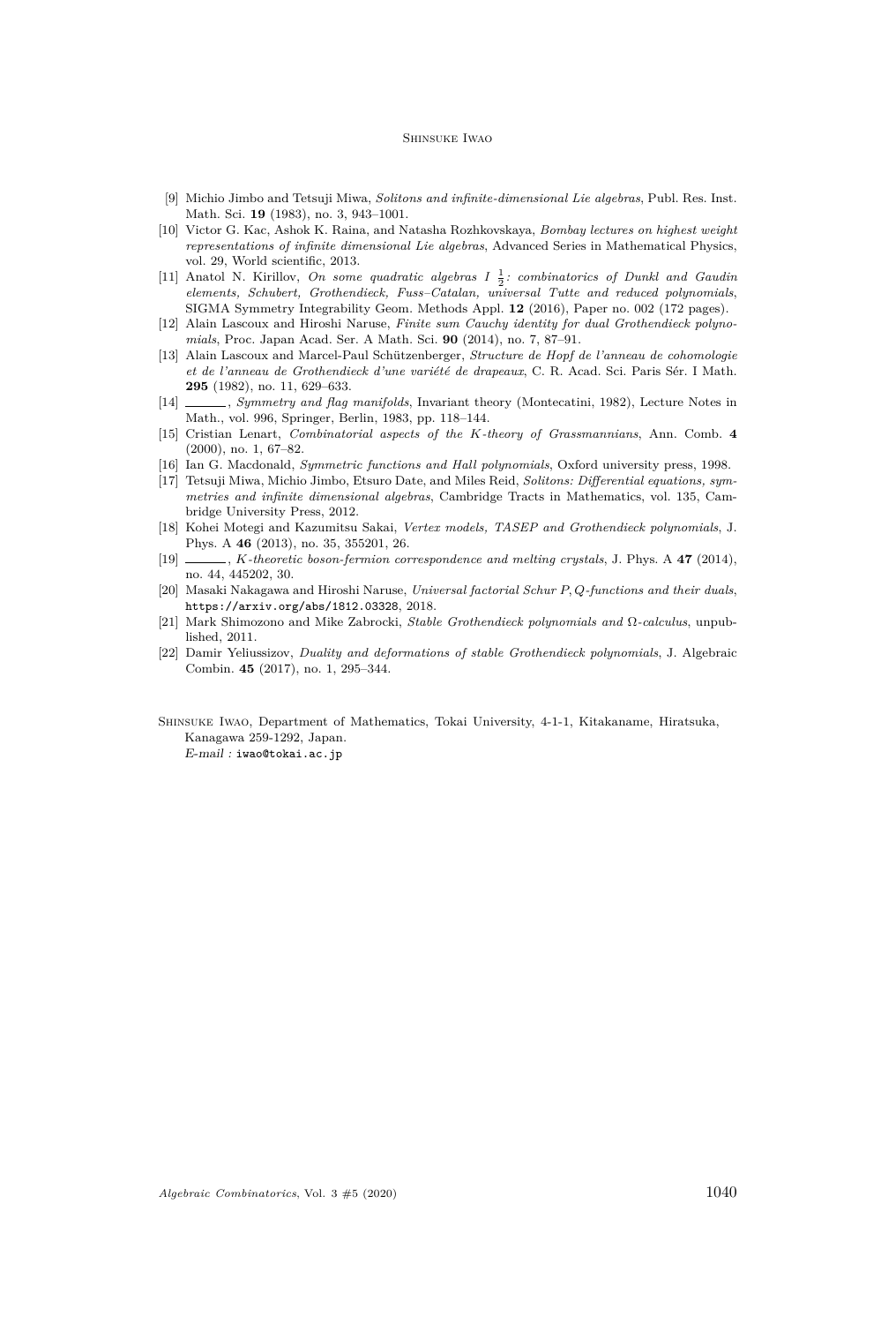[9] Michio Jimbo and Tetsuji Miwa, *Solitons and infinite-dimensional Lie algebras*, Publ. Res. Inst. Math. Sci. **19** (1983), no. 3, 943–1001.

[10] Victor G. Kac, Ashok K. Raina, and Natasha Rozhkovskaya, *Bombay lectures on highest weight representations of infinite dimensional Lie algebras*, Advanced Series in Mathematical Physics, vol. 29, World scientific, 2013.

[11] Anatol N. Kirillov, *On some quadratic algebras I $\frac{1}{2}$: combinatorics of Dunkl and Gaudin elements, Schubert, Grothendieck, Fuss–Catalan, universal Tutte and reduced polynomials*, SIGMA Symmetry Integrability Geom. Methods Appl. **12** (2016), Paper no. 002 (172 pages).

[12] Alain Lascoux and Hiroshi Naruse, *Finite sum Cauchy identity for dual Grothendieck polynomials*, Proc. Japan Acad. Ser. A Math. Sci. **90** (2014), no. 7, 87–91.

[13] Alain Lascoux and Marcel-Paul Schützenberger, *Structure de Hopf de l'anneau de cohomologie et de l'anneau de Grothendieck d'une variété de drapeaux*, C. R. Acad. Sci. Paris Sér. I Math. **295** (1982), no. 11, 629–633.

[14] ______, *Symmetry and flag manifolds*, Invariant theory (Montecatini, 1982), Lecture Notes in Math., vol. 996, Springer, Berlin, 1983, pp. 118–144.

[15] Cristian Lenart, *Combinatorial aspects of the $K$-theory of Grassmannians*, Ann. Comb. **4** (2000), no. 1, 67–82.

[16] Ian G. Macdonald, *Symmetric functions and Hall polynomials*, Oxford university press, 1998.

[17] Tetsuji Miwa, Michio Jimbo, Etsuro Date, and Miles Reid, *Solitons: Differential equations, symmetries and infinite dimensional algebras*, Cambridge Tracts in Mathematics, vol. 135, Cambridge University Press, 2012.

[18] Kohei Motegi and Kazumitsu Sakai, *Vertex models, TASEP and Grothendieck polynomials*, J. Phys. A **46** (2013), no. 35, 355201, 26.

[19] ______, *$K$-theoretic boson-fermion correspondence and melting crystals*, J. Phys. A **47** (2014), no. 44, 445202, 30.

[20] Masaki Nakagawa and Hiroshi Naruse, *Universal factorial Schur $P,Q$-functions and their duals*, https://arxiv.org/abs/1812.03328, 2018.

[21] Mark Shimozono and Mike Zabrocki, *Stable Grothendieck polynomials and $\Omega$-calculus*, unpublished, 2011.

[22] Damir Yeliussizov, *Duality and deformations of stable Grothendieck polynomials*, J. Algebraic Combin. **45** (2017), no. 1, 295–344.

Shinsuke Iwao, Department of Mathematics, Tokai University, 4-1-1, Kitakaname, Hiratsuka, Kanagawa 259-1292, Japan.
*E-mail :* iwao@tokai.ac.jp